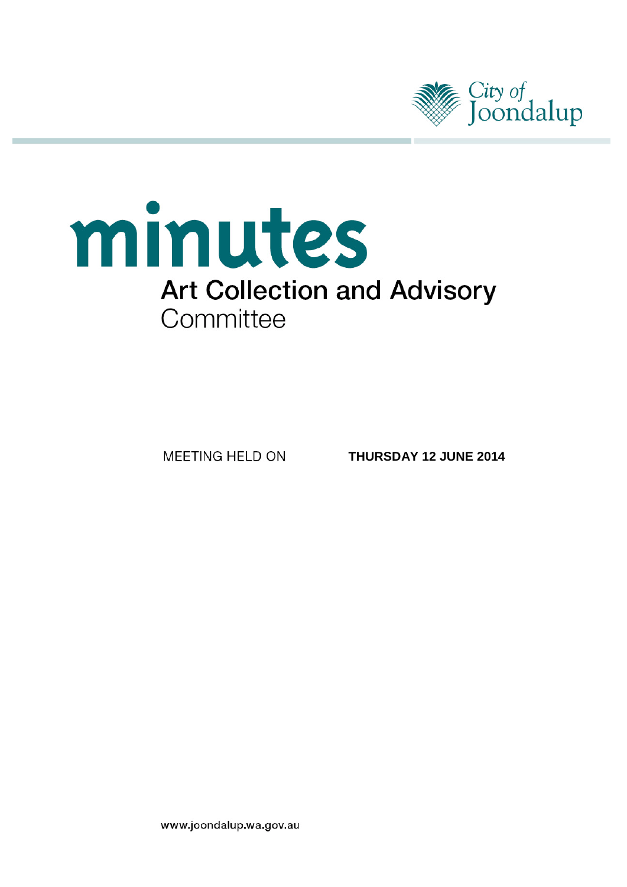City of Joondalup

# minutes

## Art Collection and Advisory Committee

MEETING HELD ON **THURSDAY 12 JUNE 2014**

www.joondalup.wa.gov.au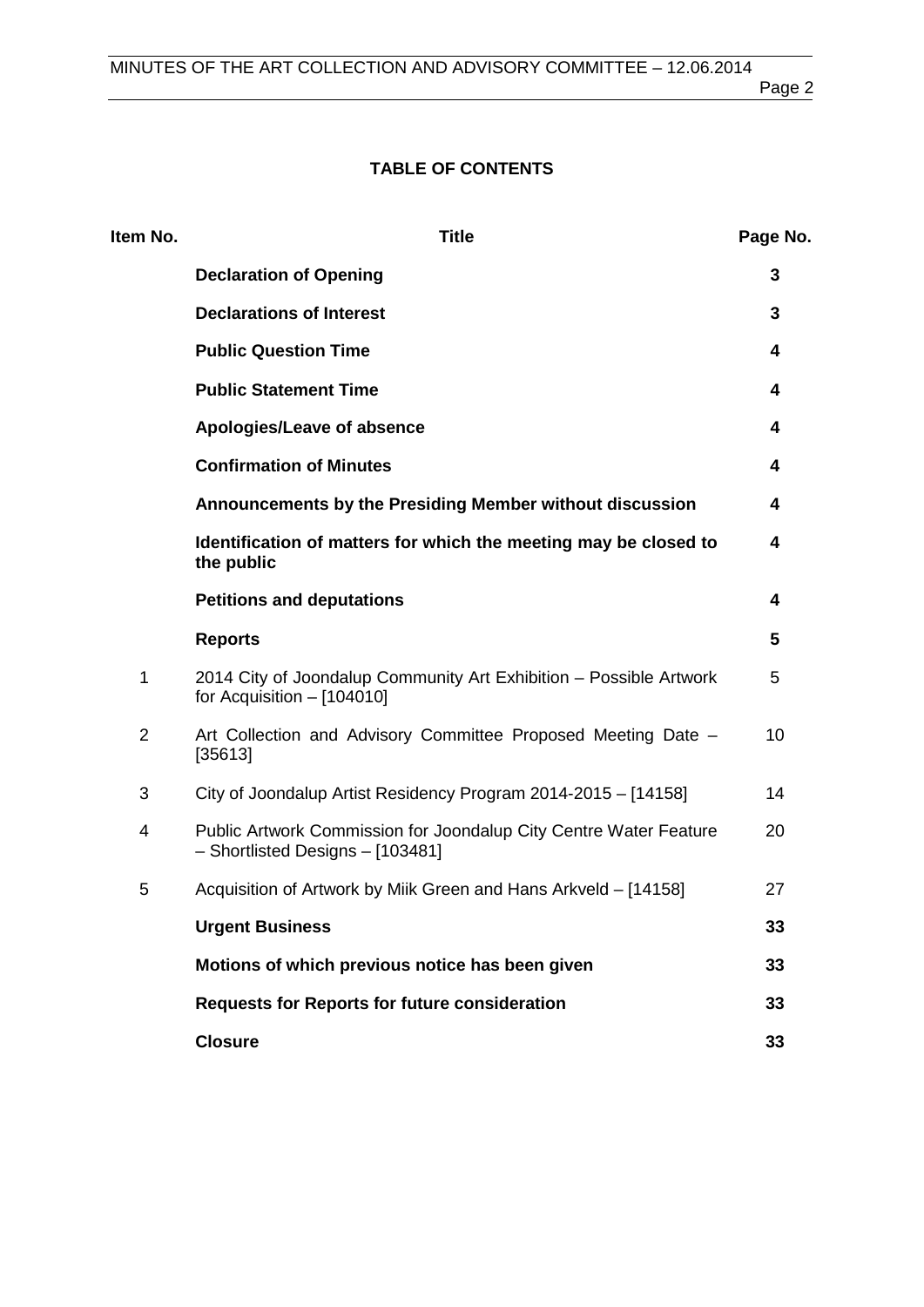**TABLE OF CONTENTS**

| Item No. | Title | Page No. |
|---|---|---|
| | **Declaration of Opening** | **3** |
| | **Declarations of Interest** | **3** |
| | **Public Question Time** | **4** |
| | **Public Statement Time** | **4** |
| | **Apologies/Leave of absence** | **4** |
| | **Confirmation of Minutes** | **4** |
| | **Announcements by the Presiding Member without discussion** | **4** |
| | **Identification of matters for which the meeting may be closed to the public** | **4** |
| | **Petitions and deputations** | **4** |
| | **Reports** | **5** |
| 1 | 2014 City of Joondalup Community Art Exhibition – Possible Artwork for Acquisition – [104010] | 5 |
| 2 | Art Collection and Advisory Committee Proposed Meeting Date – [35613] | 10 |
| 3 | City of Joondalup Artist Residency Program 2014-2015 – [14158] | 14 |
| 4 | Public Artwork Commission for Joondalup City Centre Water Feature – Shortlisted Designs – [103481] | 20 |
| 5 | Acquisition of Artwork by Miik Green and Hans Arkveld – [14158] | 27 |
| | **Urgent Business** | **33** |
| | **Motions of which previous notice has been given** | **33** |
| | **Requests for Reports for future consideration** | **33** |
| | **Closure** | **33** |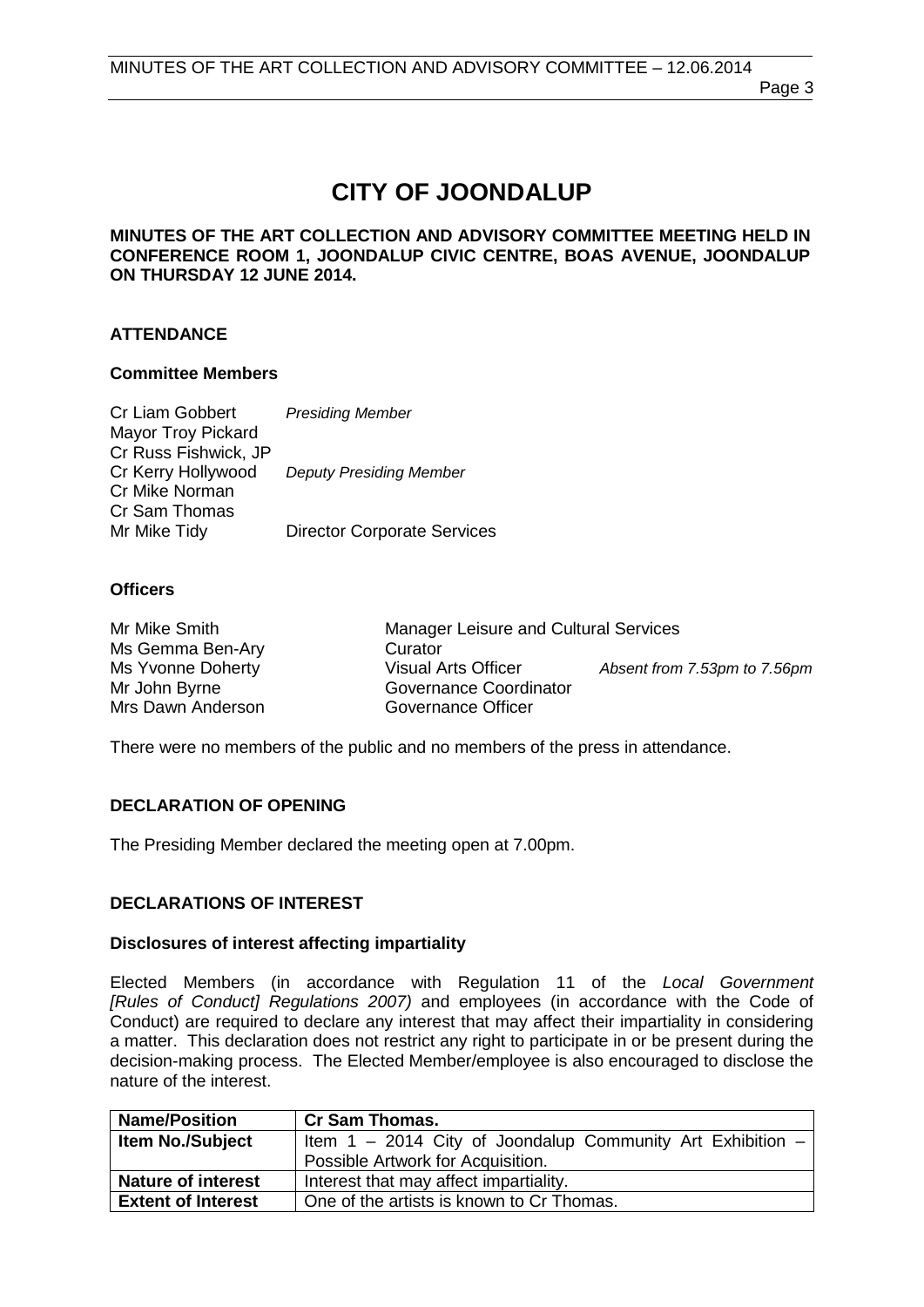# CITY OF JOONDALUP

**MINUTES OF THE ART COLLECTION AND ADVISORY COMMITTEE MEETING HELD IN CONFERENCE ROOM 1, JOONDALUP CIVIC CENTRE, BOAS AVENUE, JOONDALUP ON THURSDAY 12 JUNE 2014.**

## ATTENDANCE

### Committee Members

| | |
|---|---|
| Cr Liam Gobbert | *Presiding Member* |
| Mayor Troy Pickard | |
| Cr Russ Fishwick, JP | |
| Cr Kerry Hollywood | *Deputy Presiding Member* |
| Cr Mike Norman | |
| Cr Sam Thomas | |
| Mr Mike Tidy | Director Corporate Services |

### Officers

| | | |
|---|---|---|
| Mr Mike Smith | Manager Leisure and Cultural Services | |
| Ms Gemma Ben-Ary | Curator | |
| Ms Yvonne Doherty | Visual Arts Officer | *Absent from 7.53pm to 7.56pm* |
| Mr John Byrne | Governance Coordinator | |
| Mrs Dawn Anderson | Governance Officer | |

There were no members of the public and no members of the press in attendance.

## DECLARATION OF OPENING

The Presiding Member declared the meeting open at 7.00pm.

## DECLARATIONS OF INTEREST

### Disclosures of interest affecting impartiality

Elected Members (in accordance with Regulation 11 of the *Local Government [Rules of Conduct] Regulations 2007)* and employees (in accordance with the Code of Conduct) are required to declare any interest that may affect their impartiality in considering a matter. This declaration does not restrict any right to participate in or be present during the decision-making process. The Elected Member/employee is also encouraged to disclose the nature of the interest.

| **Name/Position** | **Cr Sam Thomas.** |
|---|---|
| **Item No./Subject** | Item 1 – 2014 City of Joondalup Community Art Exhibition – Possible Artwork for Acquisition. |
| **Nature of interest** | Interest that may affect impartiality. |
| **Extent of Interest** | One of the artists is known to Cr Thomas. |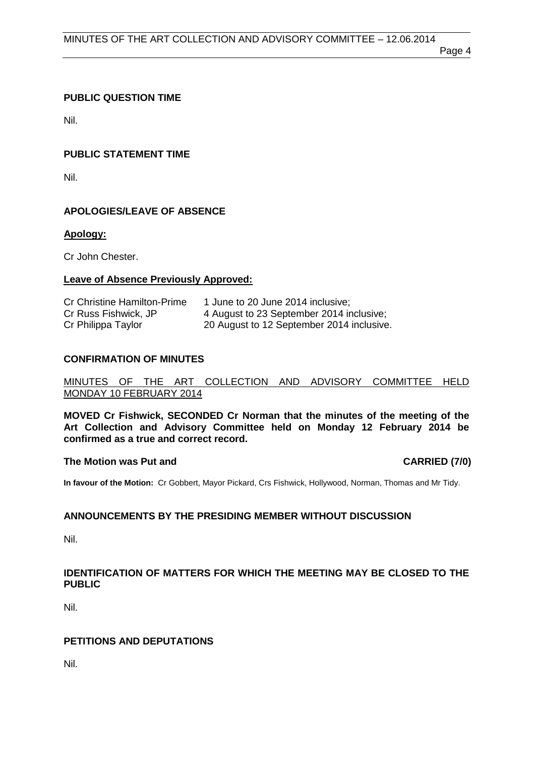**PUBLIC QUESTION TIME**

Nil.

**PUBLIC STATEMENT TIME**

Nil.

**APOLOGIES/LEAVE OF ABSENCE**

**Apology:**

Cr John Chester.

**Leave of Absence Previously Approved:**

| | |
|---|---|
| Cr Christine Hamilton-Prime | 1 June to 20 June 2014 inclusive; |
| Cr Russ Fishwick, JP | 4 August to 23 September 2014 inclusive; |
| Cr Philippa Taylor | 20 August to 12 September 2014 inclusive. |

**CONFIRMATION OF MINUTES**

MINUTES OF THE ART COLLECTION AND ADVISORY COMMITTEE HELD MONDAY 10 FEBRUARY 2014

**MOVED Cr Fishwick, SECONDED Cr Norman that the minutes of the meeting of the Art Collection and Advisory Committee held on Monday 12 February 2014 be confirmed as a true and correct record.**

**The Motion was Put and CARRIED (7/0)**

**In favour of the Motion:** Cr Gobbert, Mayor Pickard, Crs Fishwick, Hollywood, Norman, Thomas and Mr Tidy.

**ANNOUNCEMENTS BY THE PRESIDING MEMBER WITHOUT DISCUSSION**

Nil.

**IDENTIFICATION OF MATTERS FOR WHICH THE MEETING MAY BE CLOSED TO THE PUBLIC**

Nil.

**PETITIONS AND DEPUTATIONS**

Nil.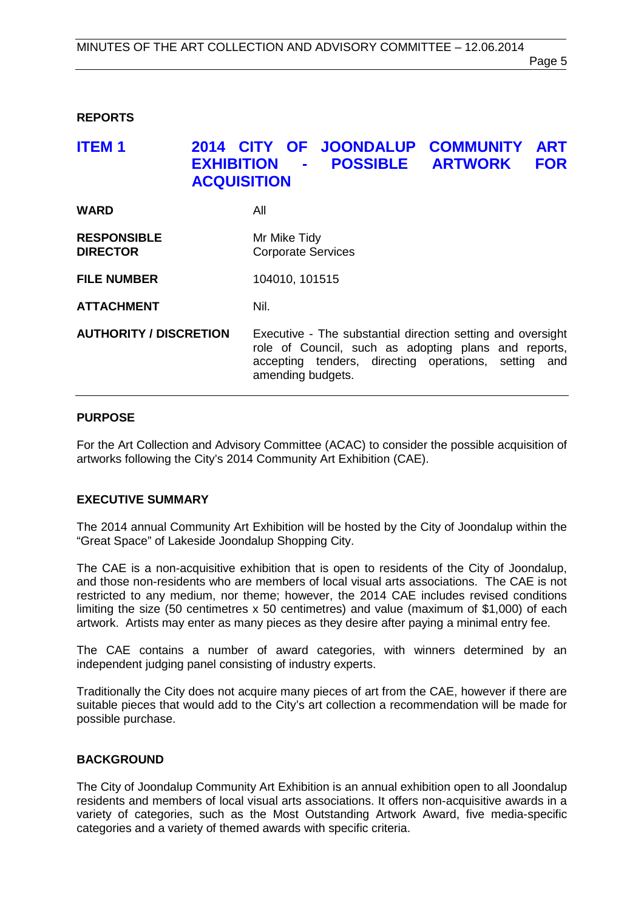## REPORTS

## ITEM 1 2014 CITY OF JOONDALUP COMMUNITY ART EXHIBITION - POSSIBLE ARTWORK FOR ACQUISITION

| | |
|---|---|
| **WARD** | All |
| **RESPONSIBLE DIRECTOR** | Mr Mike Tidy<br>Corporate Services |
| **FILE NUMBER** | 104010, 101515 |
| **ATTACHMENT** | Nil. |
| **AUTHORITY / DISCRETION** | Executive - The substantial direction setting and oversight role of Council, such as adopting plans and reports, accepting tenders, directing operations, setting and amending budgets. |

### PURPOSE

For the Art Collection and Advisory Committee (ACAC) to consider the possible acquisition of artworks following the City's 2014 Community Art Exhibition (CAE).

### EXECUTIVE SUMMARY

The 2014 annual Community Art Exhibition will be hosted by the City of Joondalup within the "Great Space" of Lakeside Joondalup Shopping City.

The CAE is a non-acquisitive exhibition that is open to residents of the City of Joondalup, and those non-residents who are members of local visual arts associations. The CAE is not restricted to any medium, nor theme; however, the 2014 CAE includes revised conditions limiting the size (50 centimetres x 50 centimetres) and value (maximum of $1,000) of each artwork. Artists may enter as many pieces as they desire after paying a minimal entry fee.

The CAE contains a number of award categories, with winners determined by an independent judging panel consisting of industry experts.

Traditionally the City does not acquire many pieces of art from the CAE, however if there are suitable pieces that would add to the City's art collection a recommendation will be made for possible purchase.

### BACKGROUND

The City of Joondalup Community Art Exhibition is an annual exhibition open to all Joondalup residents and members of local visual arts associations. It offers non-acquisitive awards in a variety of categories, such as the Most Outstanding Artwork Award, five media-specific categories and a variety of themed awards with specific criteria.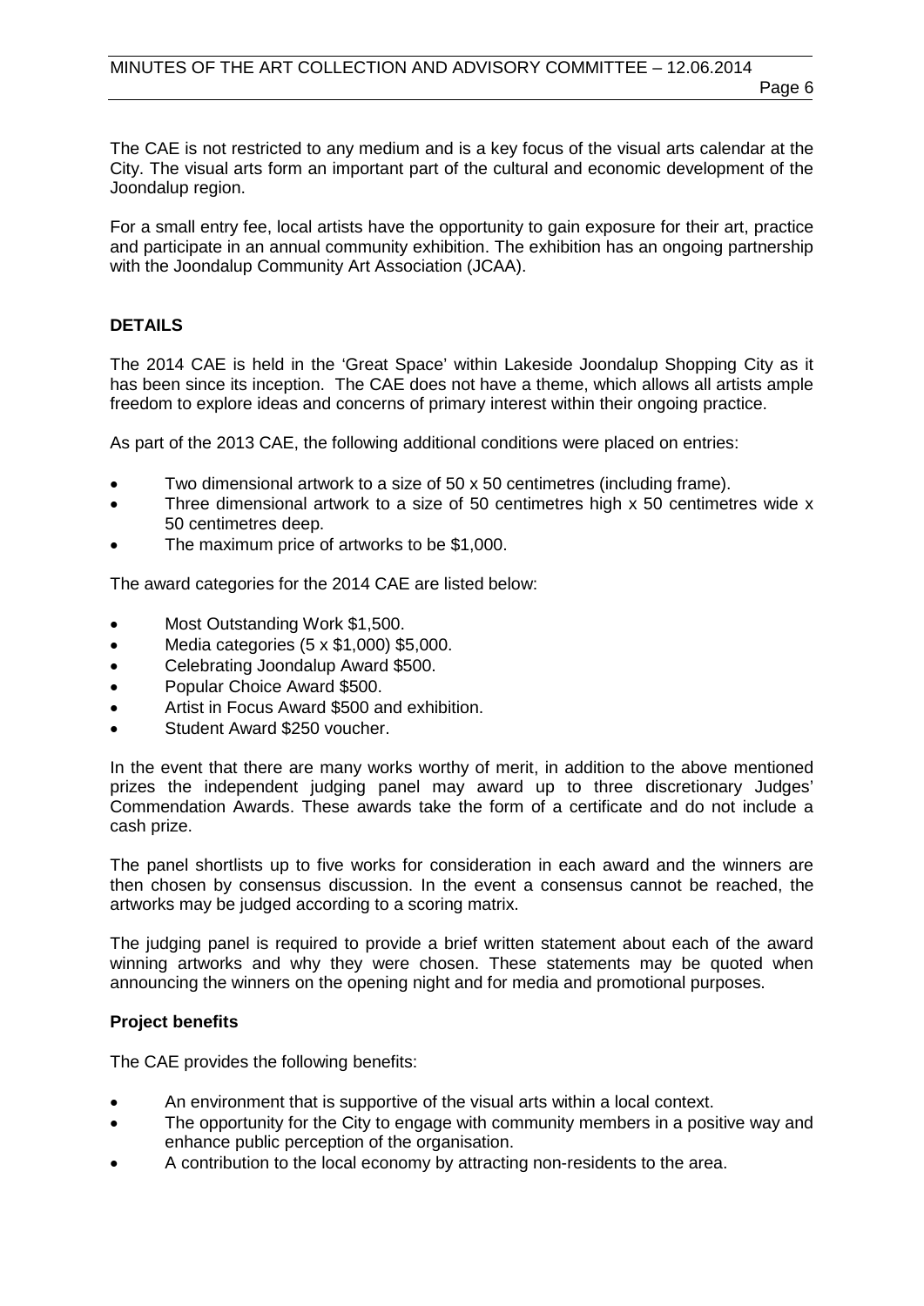The CAE is not restricted to any medium and is a key focus of the visual arts calendar at the City. The visual arts form an important part of the cultural and economic development of the Joondalup region.

For a small entry fee, local artists have the opportunity to gain exposure for their art, practice and participate in an annual community exhibition. The exhibition has an ongoing partnership with the Joondalup Community Art Association (JCAA).

## DETAILS

The 2014 CAE is held in the 'Great Space' within Lakeside Joondalup Shopping City as it has been since its inception. The CAE does not have a theme, which allows all artists ample freedom to explore ideas and concerns of primary interest within their ongoing practice.

As part of the 2013 CAE, the following additional conditions were placed on entries:

- Two dimensional artwork to a size of 50 x 50 centimetres (including frame).
- Three dimensional artwork to a size of 50 centimetres high x 50 centimetres wide x 50 centimetres deep.
- The maximum price of artworks to be $1,000.

The award categories for the 2014 CAE are listed below:

- Most Outstanding Work $1,500.
- Media categories (5 x $1,000) $5,000.
- Celebrating Joondalup Award $500.
- Popular Choice Award $500.
- Artist in Focus Award $500 and exhibition.
- Student Award $250 voucher.

In the event that there are many works worthy of merit, in addition to the above mentioned prizes the independent judging panel may award up to three discretionary Judges' Commendation Awards. These awards take the form of a certificate and do not include a cash prize.

The panel shortlists up to five works for consideration in each award and the winners are then chosen by consensus discussion. In the event a consensus cannot be reached, the artworks may be judged according to a scoring matrix.

The judging panel is required to provide a brief written statement about each of the award winning artworks and why they were chosen. These statements may be quoted when announcing the winners on the opening night and for media and promotional purposes.

### Project benefits

The CAE provides the following benefits:

- An environment that is supportive of the visual arts within a local context.
- The opportunity for the City to engage with community members in a positive way and enhance public perception of the organisation.
- A contribution to the local economy by attracting non-residents to the area.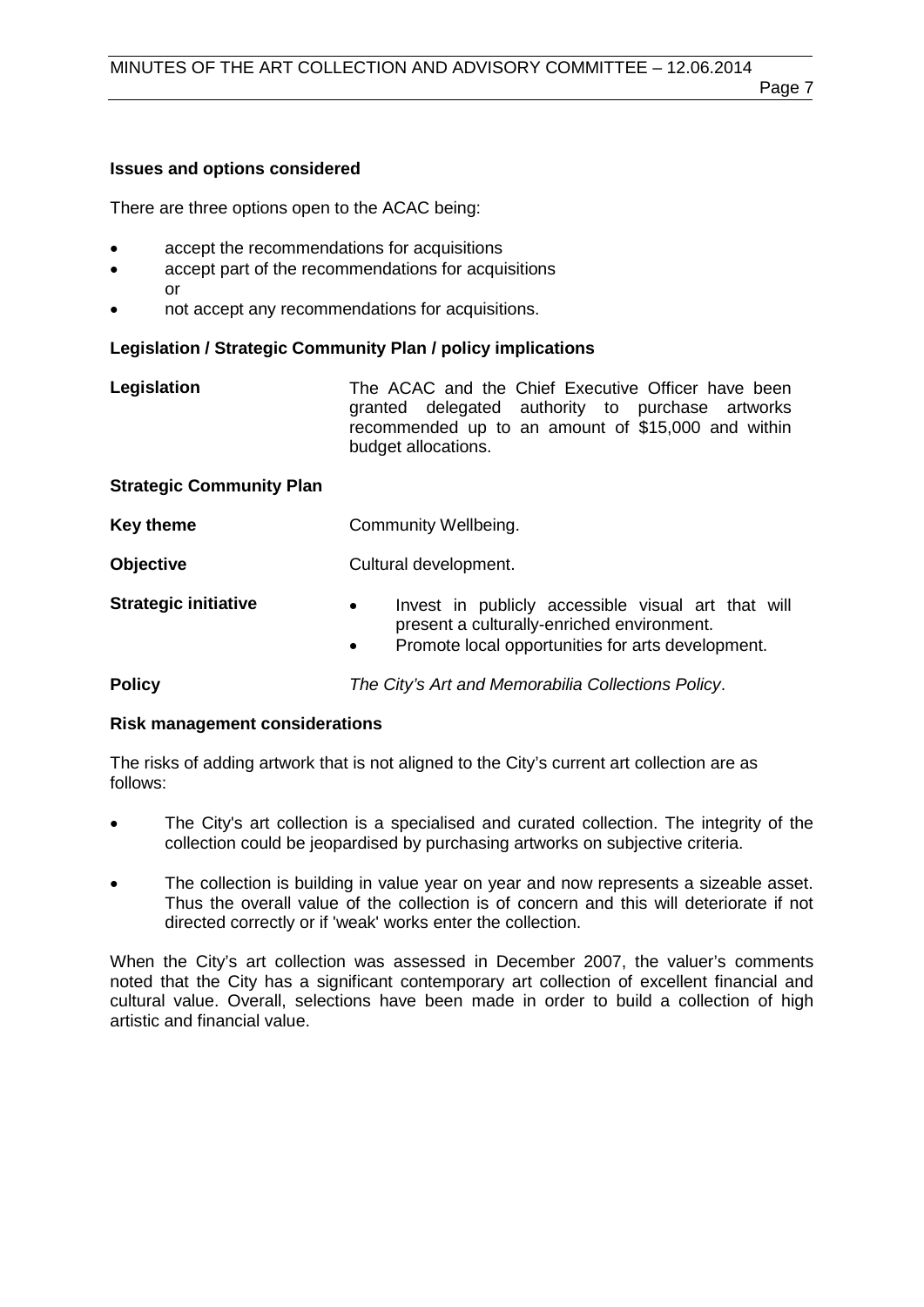**Issues and options considered**

There are three options open to the ACAC being:

- accept the recommendations for acquisitions
- accept part of the recommendations for acquisitions or
- not accept any recommendations for acquisitions.

**Legislation / Strategic Community Plan / policy implications**

**Legislation** The ACAC and the Chief Executive Officer have been granted delegated authority to purchase artworks recommended up to an amount of $15,000 and within budget allocations.

**Strategic Community Plan**

**Key theme** Community Wellbeing.

**Objective** Cultural development.

**Strategic initiative**

- Invest in publicly accessible visual art that will present a culturally-enriched environment.
- Promote local opportunities for arts development.

**Policy** *The City's Art and Memorabilia Collections Policy*.

**Risk management considerations**

The risks of adding artwork that is not aligned to the City's current art collection are as follows:

- The City's art collection is a specialised and curated collection. The integrity of the collection could be jeopardised by purchasing artworks on subjective criteria.
- The collection is building in value year on year and now represents a sizeable asset. Thus the overall value of the collection is of concern and this will deteriorate if not directed correctly or if 'weak' works enter the collection.

When the City's art collection was assessed in December 2007, the valuer's comments noted that the City has a significant contemporary art collection of excellent financial and cultural value. Overall, selections have been made in order to build a collection of high artistic and financial value.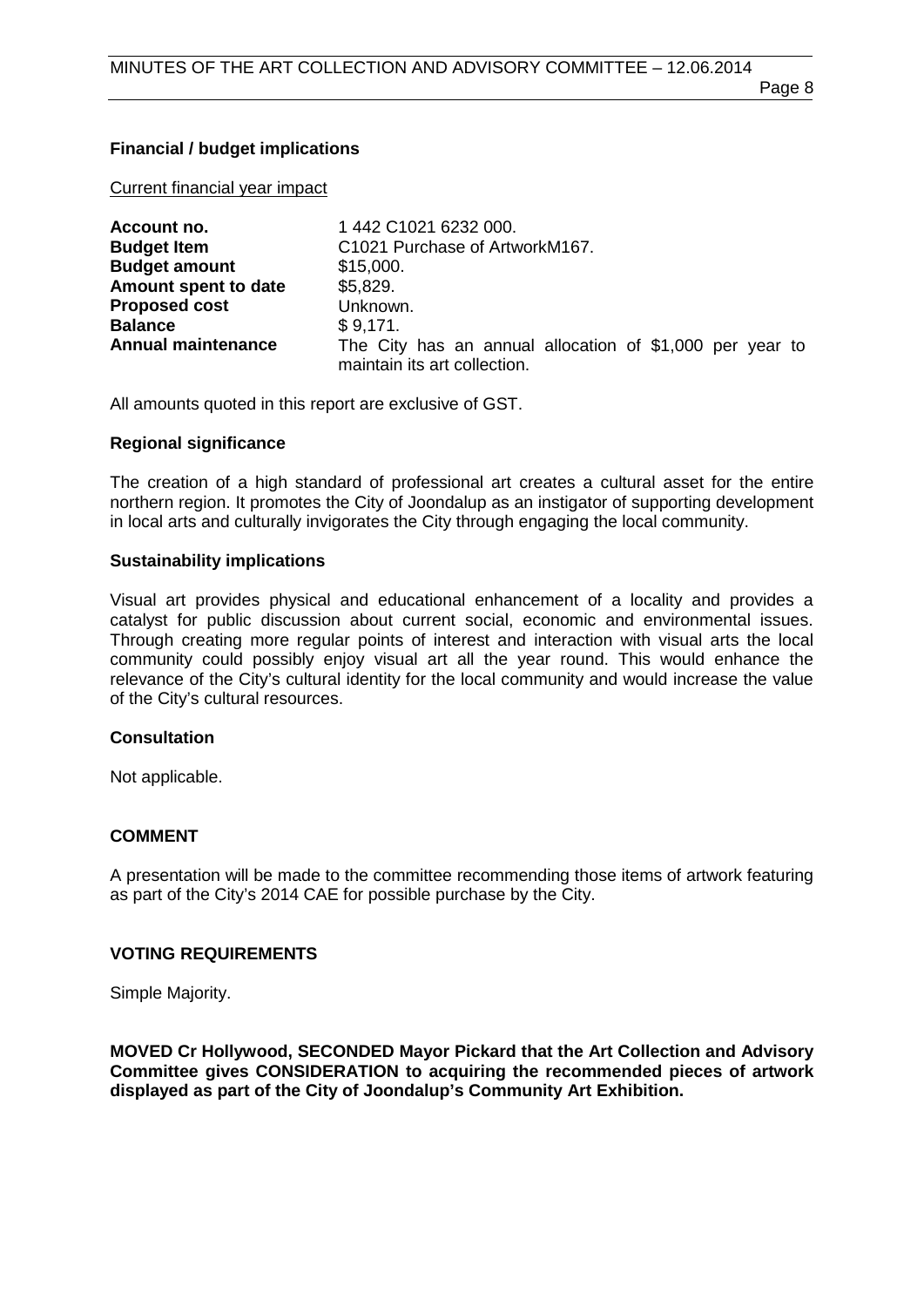**Financial / budget implications**

Current financial year impact

| | |
|---|---|
| **Account no.** | 1 442 C1021 6232 000. |
| **Budget Item** | C1021 Purchase of ArtworkM167. |
| **Budget amount** | $15,000. |
| **Amount spent to date** | $5,829. |
| **Proposed cost** | Unknown. |
| **Balance** | $ 9,171. |
| **Annual maintenance** | The City has an annual allocation of $1,000 per year to maintain its art collection. |

All amounts quoted in this report are exclusive of GST.

**Regional significance**

The creation of a high standard of professional art creates a cultural asset for the entire northern region. It promotes the City of Joondalup as an instigator of supporting development in local arts and culturally invigorates the City through engaging the local community.

**Sustainability implications**

Visual art provides physical and educational enhancement of a locality and provides a catalyst for public discussion about current social, economic and environmental issues. Through creating more regular points of interest and interaction with visual arts the local community could possibly enjoy visual art all the year round. This would enhance the relevance of the City's cultural identity for the local community and would increase the value of the City's cultural resources.

**Consultation**

Not applicable.

**COMMENT**

A presentation will be made to the committee recommending those items of artwork featuring as part of the City's 2014 CAE for possible purchase by the City.

**VOTING REQUIREMENTS**

Simple Majority.

**MOVED Cr Hollywood, SECONDED Mayor Pickard that the Art Collection and Advisory Committee gives CONSIDERATION to acquiring the recommended pieces of artwork displayed as part of the City of Joondalup's Community Art Exhibition.**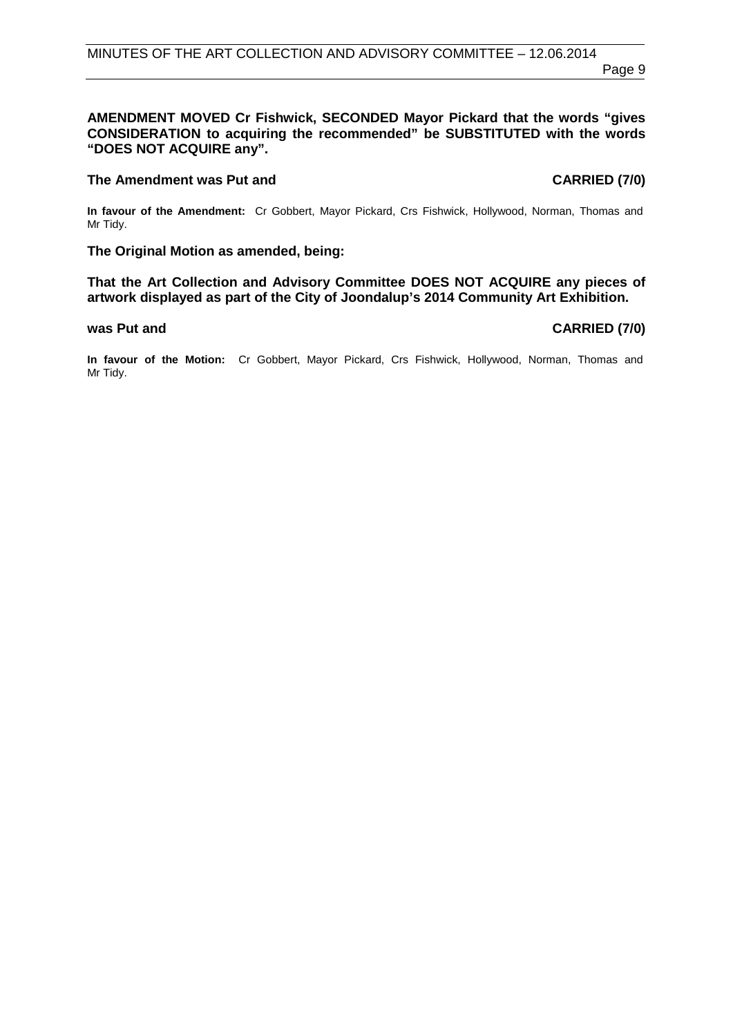**AMENDMENT MOVED Cr Fishwick, SECONDED Mayor Pickard that the words "gives CONSIDERATION to acquiring the recommended" be SUBSTITUTED with the words "DOES NOT ACQUIRE any".**

**The Amendment was Put and CARRIED (7/0)**

**In favour of the Amendment:** Cr Gobbert, Mayor Pickard, Crs Fishwick, Hollywood, Norman, Thomas and Mr Tidy.

**The Original Motion as amended, being:**

**That the Art Collection and Advisory Committee DOES NOT ACQUIRE any pieces of artwork displayed as part of the City of Joondalup's 2014 Community Art Exhibition.**

**was Put and CARRIED (7/0)**

**In favour of the Motion:** Cr Gobbert, Mayor Pickard, Crs Fishwick, Hollywood, Norman, Thomas and Mr Tidy.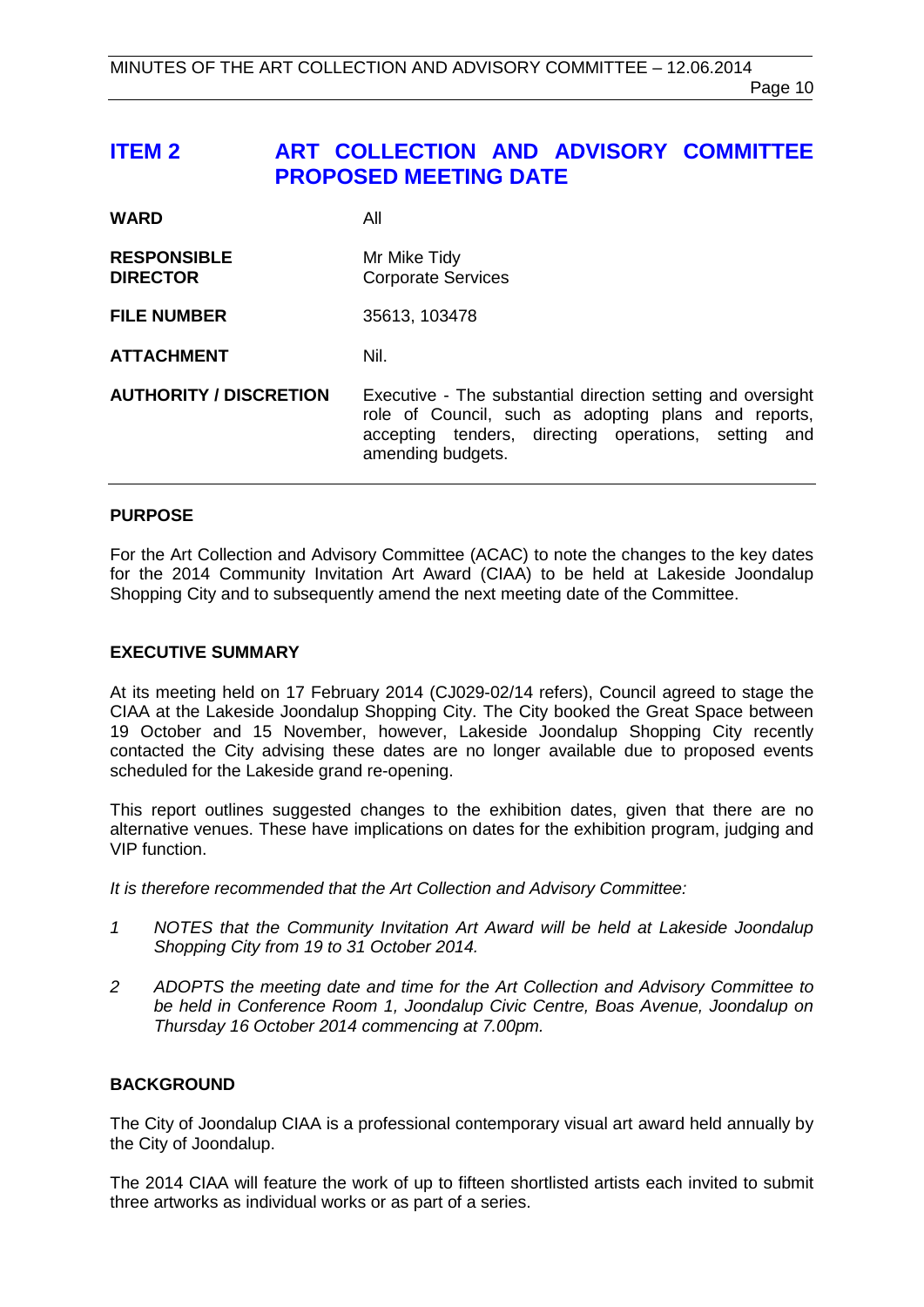## ITEM 2 ART COLLECTION AND ADVISORY COMMITTEE PROPOSED MEETING DATE

| | |
|---|---|
| **WARD** | All |
| **RESPONSIBLE DIRECTOR** | Mr Mike Tidy<br>Corporate Services |
| **FILE NUMBER** | 35613, 103478 |
| **ATTACHMENT** | Nil. |
| **AUTHORITY / DISCRETION** | Executive - The substantial direction setting and oversight role of Council, such as adopting plans and reports, accepting tenders, directing operations, setting and amending budgets. |

### PURPOSE

For the Art Collection and Advisory Committee (ACAC) to note the changes to the key dates for the 2014 Community Invitation Art Award (CIAA) to be held at Lakeside Joondalup Shopping City and to subsequently amend the next meeting date of the Committee.

### EXECUTIVE SUMMARY

At its meeting held on 17 February 2014 (CJ029-02/14 refers), Council agreed to stage the CIAA at the Lakeside Joondalup Shopping City. The City booked the Great Space between 19 October and 15 November, however, Lakeside Joondalup Shopping City recently contacted the City advising these dates are no longer available due to proposed events scheduled for the Lakeside grand re-opening.

This report outlines suggested changes to the exhibition dates, given that there are no alternative venues. These have implications on dates for the exhibition program, judging and VIP function.

*It is therefore recommended that the Art Collection and Advisory Committee:*

1. *NOTES that the Community Invitation Art Award will be held at Lakeside Joondalup Shopping City from 19 to 31 October 2014.*
2. *ADOPTS the meeting date and time for the Art Collection and Advisory Committee to be held in Conference Room 1, Joondalup Civic Centre, Boas Avenue, Joondalup on Thursday 16 October 2014 commencing at 7.00pm.*

### BACKGROUND

The City of Joondalup CIAA is a professional contemporary visual art award held annually by the City of Joondalup.

The 2014 CIAA will feature the work of up to fifteen shortlisted artists each invited to submit three artworks as individual works or as part of a series.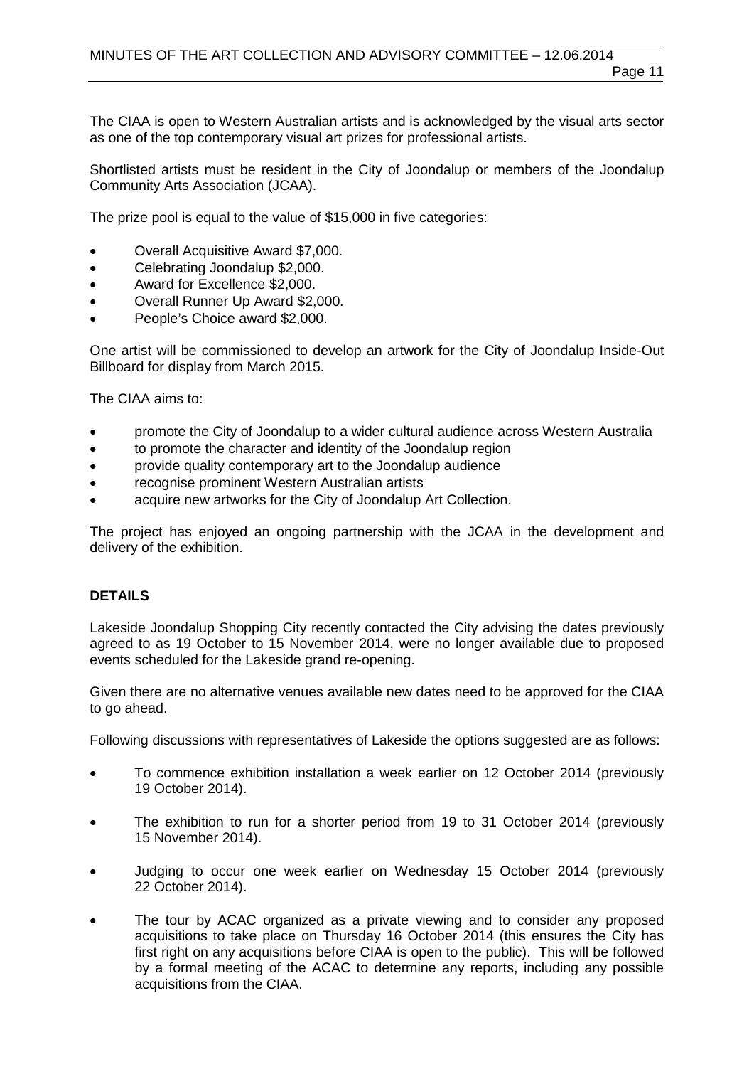The CIAA is open to Western Australian artists and is acknowledged by the visual arts sector as one of the top contemporary visual art prizes for professional artists.

Shortlisted artists must be resident in the City of Joondalup or members of the Joondalup Community Arts Association (JCAA).

The prize pool is equal to the value of $15,000 in five categories:

- Overall Acquisitive Award $7,000.
- Celebrating Joondalup $2,000.
- Award for Excellence $2,000.
- Overall Runner Up Award $2,000.
- People's Choice award $2,000.

One artist will be commissioned to develop an artwork for the City of Joondalup Inside-Out Billboard for display from March 2015.

The CIAA aims to:

- promote the City of Joondalup to a wider cultural audience across Western Australia
- to promote the character and identity of the Joondalup region
- provide quality contemporary art to the Joondalup audience
- recognise prominent Western Australian artists
- acquire new artworks for the City of Joondalup Art Collection.

The project has enjoyed an ongoing partnership with the JCAA in the development and delivery of the exhibition.

## DETAILS

Lakeside Joondalup Shopping City recently contacted the City advising the dates previously agreed to as 19 October to 15 November 2014, were no longer available due to proposed events scheduled for the Lakeside grand re-opening.

Given there are no alternative venues available new dates need to be approved for the CIAA to go ahead.

Following discussions with representatives of Lakeside the options suggested are as follows:

- To commence exhibition installation a week earlier on 12 October 2014 (previously 19 October 2014).
- The exhibition to run for a shorter period from 19 to 31 October 2014 (previously 15 November 2014).
- Judging to occur one week earlier on Wednesday 15 October 2014 (previously 22 October 2014).
- The tour by ACAC organized as a private viewing and to consider any proposed acquisitions to take place on Thursday 16 October 2014 (this ensures the City has first right on any acquisitions before CIAA is open to the public). This will be followed by a formal meeting of the ACAC to determine any reports, including any possible acquisitions from the CIAA.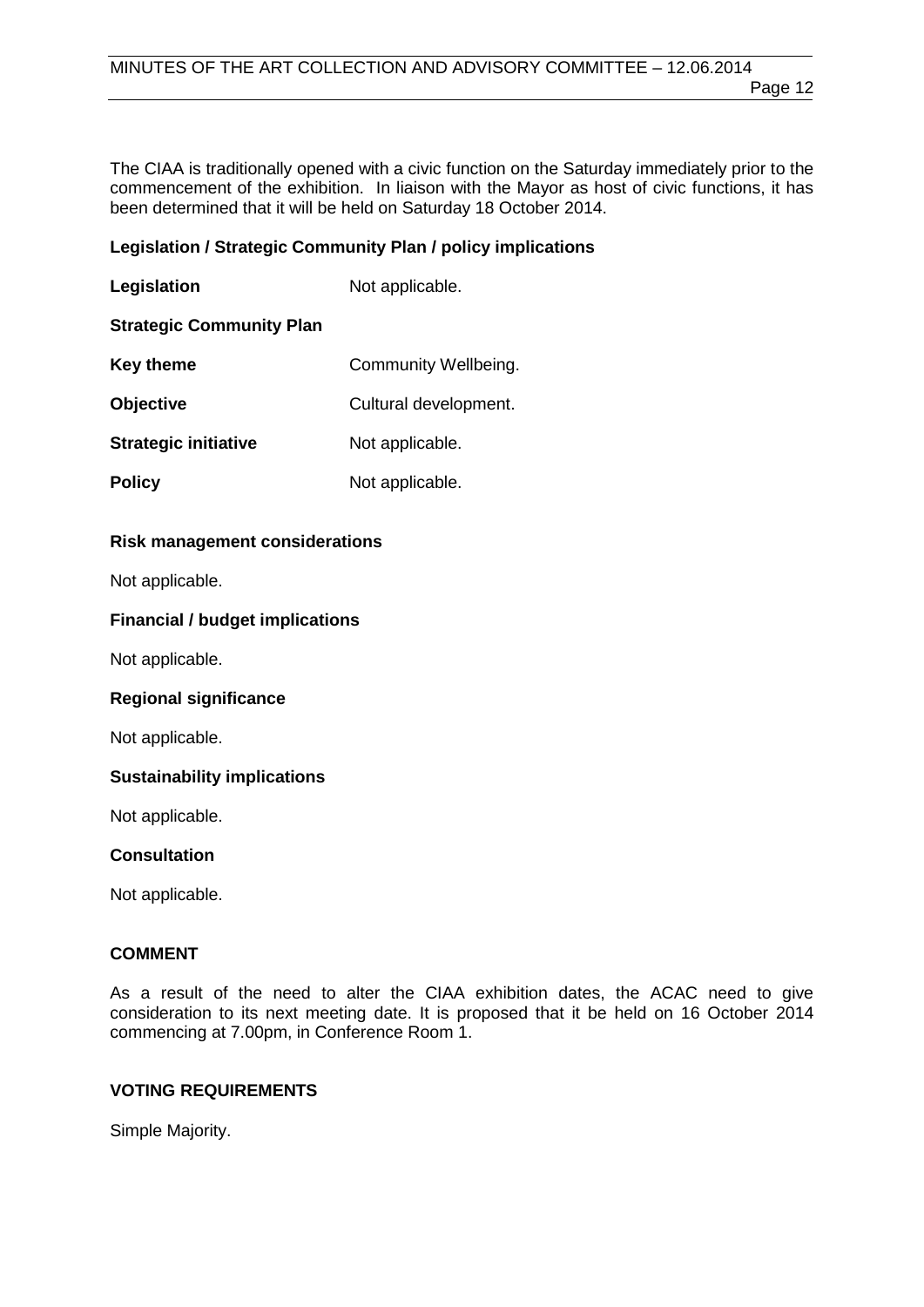The CIAA is traditionally opened with a civic function on the Saturday immediately prior to the commencement of the exhibition. In liaison with the Mayor as host of civic functions, it has been determined that it will be held on Saturday 18 October 2014.

**Legislation / Strategic Community Plan / policy implications**

| | |
|---|---|
| **Legislation** | Not applicable. |
| **Strategic Community Plan** | |
| **Key theme** | Community Wellbeing. |
| **Objective** | Cultural development. |
| **Strategic initiative** | Not applicable. |
| **Policy** | Not applicable. |

**Risk management considerations**

Not applicable.

**Financial / budget implications**

Not applicable.

**Regional significance**

Not applicable.

**Sustainability implications**

Not applicable.

**Consultation**

Not applicable.

**COMMENT**

As a result of the need to alter the CIAA exhibition dates, the ACAC need to give consideration to its next meeting date. It is proposed that it be held on 16 October 2014 commencing at 7.00pm, in Conference Room 1.

**VOTING REQUIREMENTS**

Simple Majority.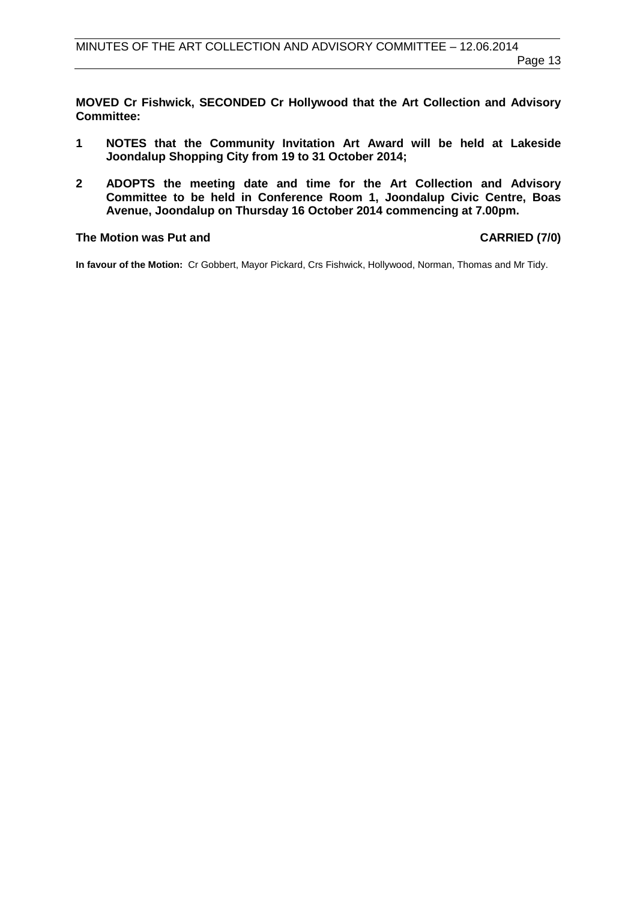**MOVED Cr Fishwick, SECONDED Cr Hollywood that the Art Collection and Advisory Committee:**

1. **NOTES that the Community Invitation Art Award will be held at Lakeside Joondalup Shopping City from 19 to 31 October 2014;**
2. **ADOPTS the meeting date and time for the Art Collection and Advisory Committee to be held in Conference Room 1, Joondalup Civic Centre, Boas Avenue, Joondalup on Thursday 16 October 2014 commencing at 7.00pm.**

**The Motion was Put and CARRIED (7/0)**

**In favour of the Motion:** Cr Gobbert, Mayor Pickard, Crs Fishwick, Hollywood, Norman, Thomas and Mr Tidy.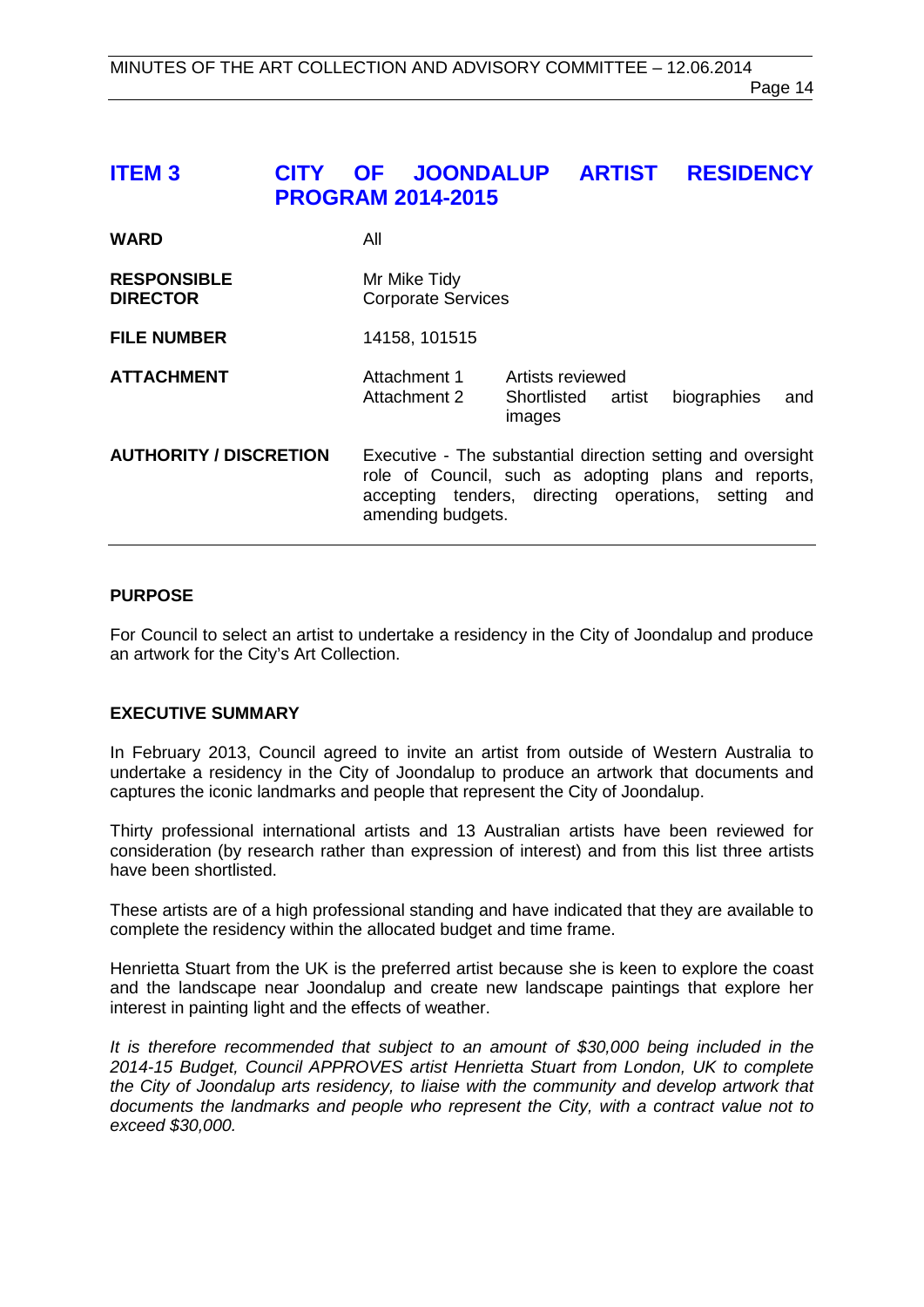## ITEM 3 CITY OF JOONDALUP ARTIST RESIDENCY PROGRAM 2014-2015

| | | |
|---|---|---|
| **WARD** | All | |
| **RESPONSIBLE DIRECTOR** | Mr Mike Tidy<br>Corporate Services | |
| **FILE NUMBER** | 14158, 101515 | |
| **ATTACHMENT** | Attachment 1<br>Attachment 2 | Artists reviewed<br>Shortlisted artist biographies and images |
| **AUTHORITY / DISCRETION** | Executive - The substantial direction setting and oversight role of Council, such as adopting plans and reports, accepting tenders, directing operations, setting and amending budgets. | |

### PURPOSE

For Council to select an artist to undertake a residency in the City of Joondalup and produce an artwork for the City's Art Collection.

### EXECUTIVE SUMMARY

In February 2013, Council agreed to invite an artist from outside of Western Australia to undertake a residency in the City of Joondalup to produce an artwork that documents and captures the iconic landmarks and people that represent the City of Joondalup.

Thirty professional international artists and 13 Australian artists have been reviewed for consideration (by research rather than expression of interest) and from this list three artists have been shortlisted.

These artists are of a high professional standing and have indicated that they are available to complete the residency within the allocated budget and time frame.

Henrietta Stuart from the UK is the preferred artist because she is keen to explore the coast and the landscape near Joondalup and create new landscape paintings that explore her interest in painting light and the effects of weather.

*It is therefore recommended that subject to an amount of $30,000 being included in the 2014-15 Budget, Council APPROVES artist Henrietta Stuart from London, UK to complete the City of Joondalup arts residency, to liaise with the community and develop artwork that documents the landmarks and people who represent the City, with a contract value not to exceed $30,000.*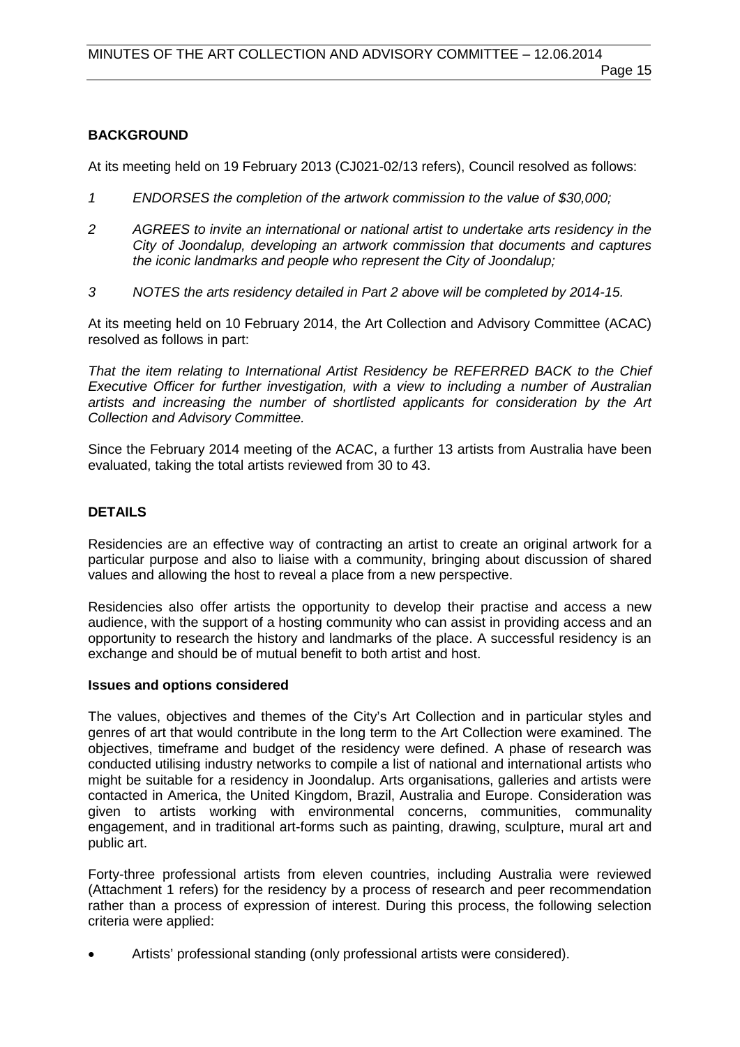## BACKGROUND

At its meeting held on 19 February 2013 (CJ021-02/13 refers), Council resolved as follows:

*1 ENDORSES the completion of the artwork commission to the value of $30,000;*

*2 AGREES to invite an international or national artist to undertake arts residency in the City of Joondalup, developing an artwork commission that documents and captures the iconic landmarks and people who represent the City of Joondalup;*

*3 NOTES the arts residency detailed in Part 2 above will be completed by 2014-15.*

At its meeting held on 10 February 2014, the Art Collection and Advisory Committee (ACAC) resolved as follows in part:

*That the item relating to International Artist Residency be REFERRED BACK to the Chief Executive Officer for further investigation, with a view to including a number of Australian artists and increasing the number of shortlisted applicants for consideration by the Art Collection and Advisory Committee.*

Since the February 2014 meeting of the ACAC, a further 13 artists from Australia have been evaluated, taking the total artists reviewed from 30 to 43.

## DETAILS

Residencies are an effective way of contracting an artist to create an original artwork for a particular purpose and also to liaise with a community, bringing about discussion of shared values and allowing the host to reveal a place from a new perspective.

Residencies also offer artists the opportunity to develop their practise and access a new audience, with the support of a hosting community who can assist in providing access and an opportunity to research the history and landmarks of the place. A successful residency is an exchange and should be of mutual benefit to both artist and host.

### Issues and options considered

The values, objectives and themes of the City's Art Collection and in particular styles and genres of art that would contribute in the long term to the Art Collection were examined. The objectives, timeframe and budget of the residency were defined. A phase of research was conducted utilising industry networks to compile a list of national and international artists who might be suitable for a residency in Joondalup. Arts organisations, galleries and artists were contacted in America, the United Kingdom, Brazil, Australia and Europe. Consideration was given to artists working with environmental concerns, communities, communality engagement, and in traditional art-forms such as painting, drawing, sculpture, mural art and public art.

Forty-three professional artists from eleven countries, including Australia were reviewed (Attachment 1 refers) for the residency by a process of research and peer recommendation rather than a process of expression of interest. During this process, the following selection criteria were applied:

- Artists' professional standing (only professional artists were considered).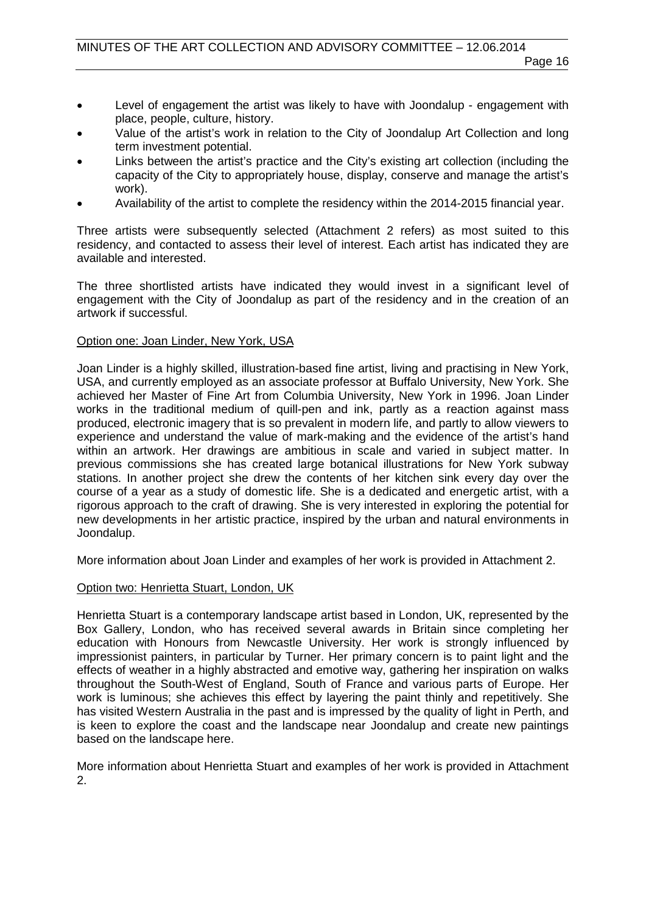- Level of engagement the artist was likely to have with Joondalup - engagement with place, people, culture, history.
- Value of the artist's work in relation to the City of Joondalup Art Collection and long term investment potential.
- Links between the artist's practice and the City's existing art collection (including the capacity of the City to appropriately house, display, conserve and manage the artist's work).
- Availability of the artist to complete the residency within the 2014-2015 financial year.

Three artists were subsequently selected (Attachment 2 refers) as most suited to this residency, and contacted to assess their level of interest. Each artist has indicated they are available and interested.

The three shortlisted artists have indicated they would invest in a significant level of engagement with the City of Joondalup as part of the residency and in the creation of an artwork if successful.

<u>Option one: Joan Linder, New York, USA</u>

Joan Linder is a highly skilled, illustration-based fine artist, living and practising in New York, USA, and currently employed as an associate professor at Buffalo University, New York. She achieved her Master of Fine Art from Columbia University, New York in 1996. Joan Linder works in the traditional medium of quill-pen and ink, partly as a reaction against mass produced, electronic imagery that is so prevalent in modern life, and partly to allow viewers to experience and understand the value of mark-making and the evidence of the artist's hand within an artwork. Her drawings are ambitious in scale and varied in subject matter. In previous commissions she has created large botanical illustrations for New York subway stations. In another project she drew the contents of her kitchen sink every day over the course of a year as a study of domestic life. She is a dedicated and energetic artist, with a rigorous approach to the craft of drawing. She is very interested in exploring the potential for new developments in her artistic practice, inspired by the urban and natural environments in Joondalup.

More information about Joan Linder and examples of her work is provided in Attachment 2.

<u>Option two: Henrietta Stuart, London, UK</u>

Henrietta Stuart is a contemporary landscape artist based in London, UK, represented by the Box Gallery, London, who has received several awards in Britain since completing her education with Honours from Newcastle University. Her work is strongly influenced by impressionist painters, in particular by Turner. Her primary concern is to paint light and the effects of weather in a highly abstracted and emotive way, gathering her inspiration on walks throughout the South-West of England, South of France and various parts of Europe. Her work is luminous; she achieves this effect by layering the paint thinly and repetitively. She has visited Western Australia in the past and is impressed by the quality of light in Perth, and is keen to explore the coast and the landscape near Joondalup and create new paintings based on the landscape here.

More information about Henrietta Stuart and examples of her work is provided in Attachment 2.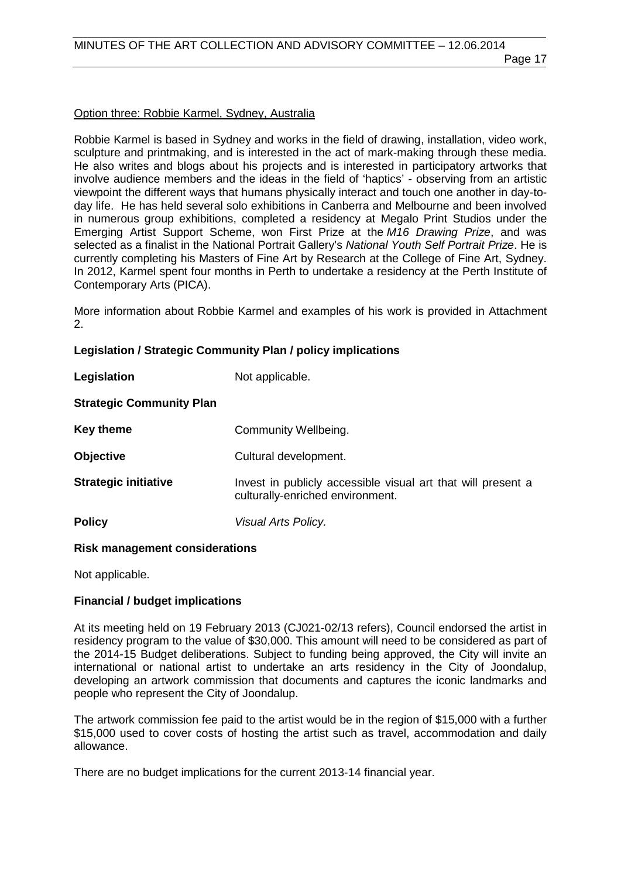<u>Option three: Robbie Karmel, Sydney, Australia</u>

Robbie Karmel is based in Sydney and works in the field of drawing, installation, video work, sculpture and printmaking, and is interested in the act of mark-making through these media. He also writes and blogs about his projects and is interested in participatory artworks that involve audience members and the ideas in the field of 'haptics' - observing from an artistic viewpoint the different ways that humans physically interact and touch one another in day-to-day life. He has held several solo exhibitions in Canberra and Melbourne and been involved in numerous group exhibitions, completed a residency at Megalo Print Studios under the Emerging Artist Support Scheme, won First Prize at the *M16 Drawing Prize*, and was selected as a finalist in the National Portrait Gallery's *National Youth Self Portrait Prize*. He is currently completing his Masters of Fine Art by Research at the College of Fine Art, Sydney. In 2012, Karmel spent four months in Perth to undertake a residency at the Perth Institute of Contemporary Arts (PICA).

More information about Robbie Karmel and examples of his work is provided in Attachment 2.

**Legislation / Strategic Community Plan / policy implications**

**Legislation** Not applicable.

**Strategic Community Plan**

**Key theme** Community Wellbeing.

**Objective** Cultural development.

**Strategic initiative** Invest in publicly accessible visual art that will present a culturally-enriched environment.

**Policy** *Visual Arts Policy.*

**Risk management considerations**

Not applicable.

**Financial / budget implications**

At its meeting held on 19 February 2013 (CJ021-02/13 refers), Council endorsed the artist in residency program to the value of $30,000. This amount will need to be considered as part of the 2014-15 Budget deliberations. Subject to funding being approved, the City will invite an international or national artist to undertake an arts residency in the City of Joondalup, developing an artwork commission that documents and captures the iconic landmarks and people who represent the City of Joondalup.

The artwork commission fee paid to the artist would be in the region of $15,000 with a further $15,000 used to cover costs of hosting the artist such as travel, accommodation and daily allowance.

There are no budget implications for the current 2013-14 financial year.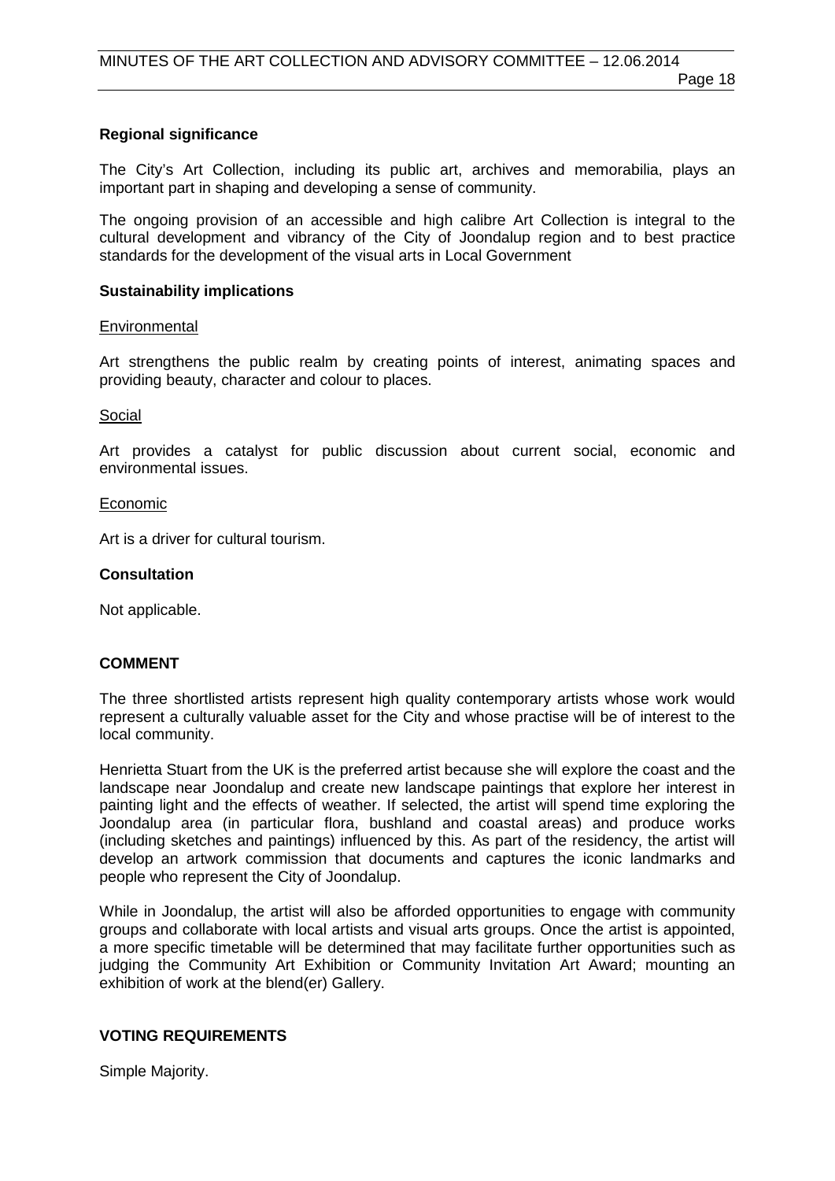**Regional significance**

The City's Art Collection, including its public art, archives and memorabilia, plays an important part in shaping and developing a sense of community.

The ongoing provision of an accessible and high calibre Art Collection is integral to the cultural development and vibrancy of the City of Joondalup region and to best practice standards for the development of the visual arts in Local Government

**Sustainability implications**

Environmental

Art strengthens the public realm by creating points of interest, animating spaces and providing beauty, character and colour to places.

Social

Art provides a catalyst for public discussion about current social, economic and environmental issues.

Economic

Art is a driver for cultural tourism.

**Consultation**

Not applicable.

**COMMENT**

The three shortlisted artists represent high quality contemporary artists whose work would represent a culturally valuable asset for the City and whose practise will be of interest to the local community.

Henrietta Stuart from the UK is the preferred artist because she will explore the coast and the landscape near Joondalup and create new landscape paintings that explore her interest in painting light and the effects of weather. If selected, the artist will spend time exploring the Joondalup area (in particular flora, bushland and coastal areas) and produce works (including sketches and paintings) influenced by this. As part of the residency, the artist will develop an artwork commission that documents and captures the iconic landmarks and people who represent the City of Joondalup.

While in Joondalup, the artist will also be afforded opportunities to engage with community groups and collaborate with local artists and visual arts groups. Once the artist is appointed, a more specific timetable will be determined that may facilitate further opportunities such as judging the Community Art Exhibition or Community Invitation Art Award; mounting an exhibition of work at the blend(er) Gallery.

**VOTING REQUIREMENTS**

Simple Majority.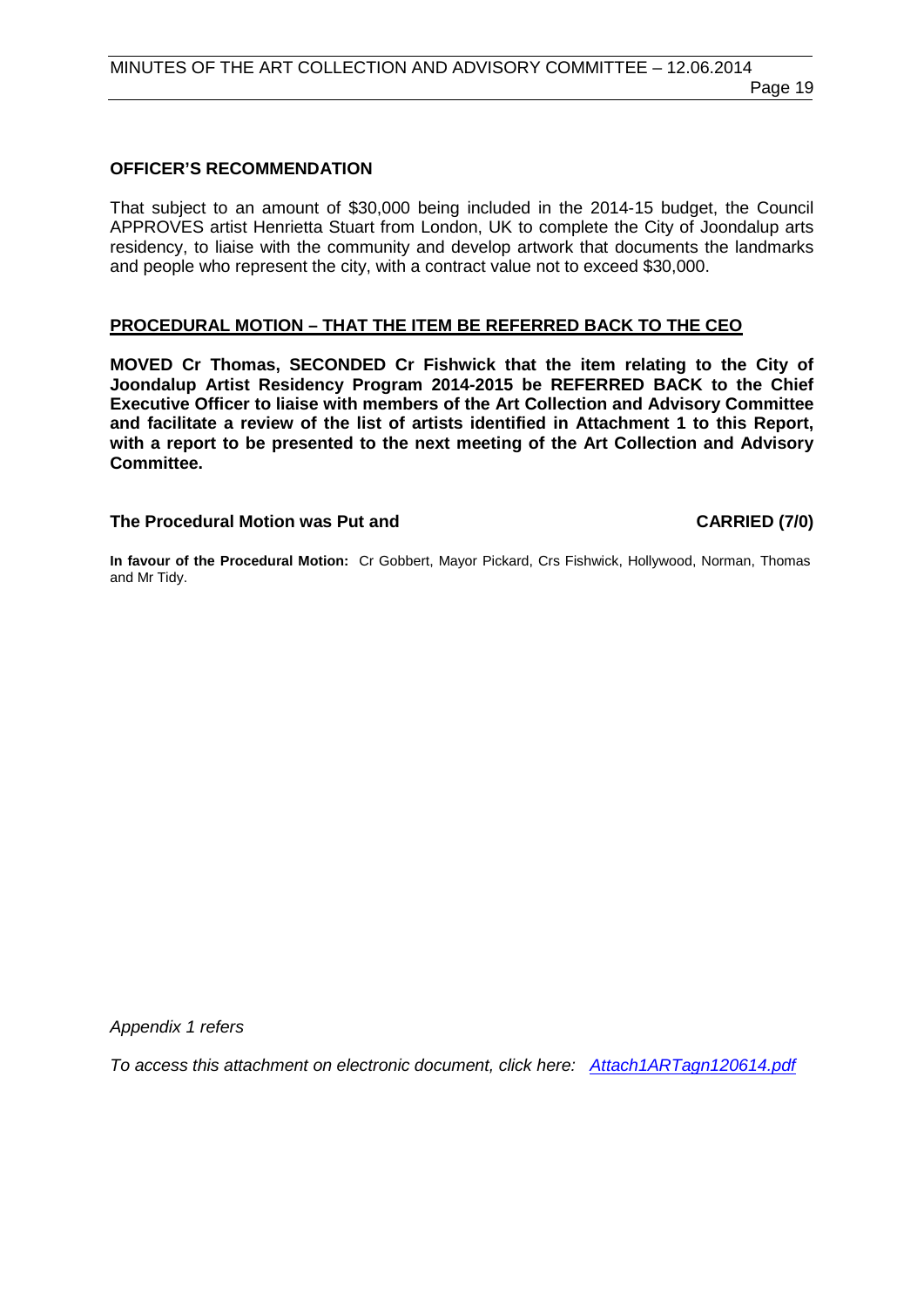**OFFICER'S RECOMMENDATION**

That subject to an amount of $30,000 being included in the 2014-15 budget, the Council APPROVES artist Henrietta Stuart from London, UK to complete the City of Joondalup arts residency, to liaise with the community and develop artwork that documents the landmarks and people who represent the city, with a contract value not to exceed $30,000.

**PROCEDURAL MOTION – THAT THE ITEM BE REFERRED BACK TO THE CEO**

**MOVED Cr Thomas, SECONDED Cr Fishwick that the item relating to the City of Joondalup Artist Residency Program 2014-2015 be REFERRED BACK to the Chief Executive Officer to liaise with members of the Art Collection and Advisory Committee and facilitate a review of the list of artists identified in Attachment 1 to this Report, with a report to be presented to the next meeting of the Art Collection and Advisory Committee.**

**The Procedural Motion was Put and** **CARRIED (7/0)**

**In favour of the Procedural Motion:** Cr Gobbert, Mayor Pickard, Crs Fishwick, Hollywood, Norman, Thomas and Mr Tidy.

*Appendix 1 refers*

*To access this attachment on electronic document, click here: Attach1ARTagn120614.pdf*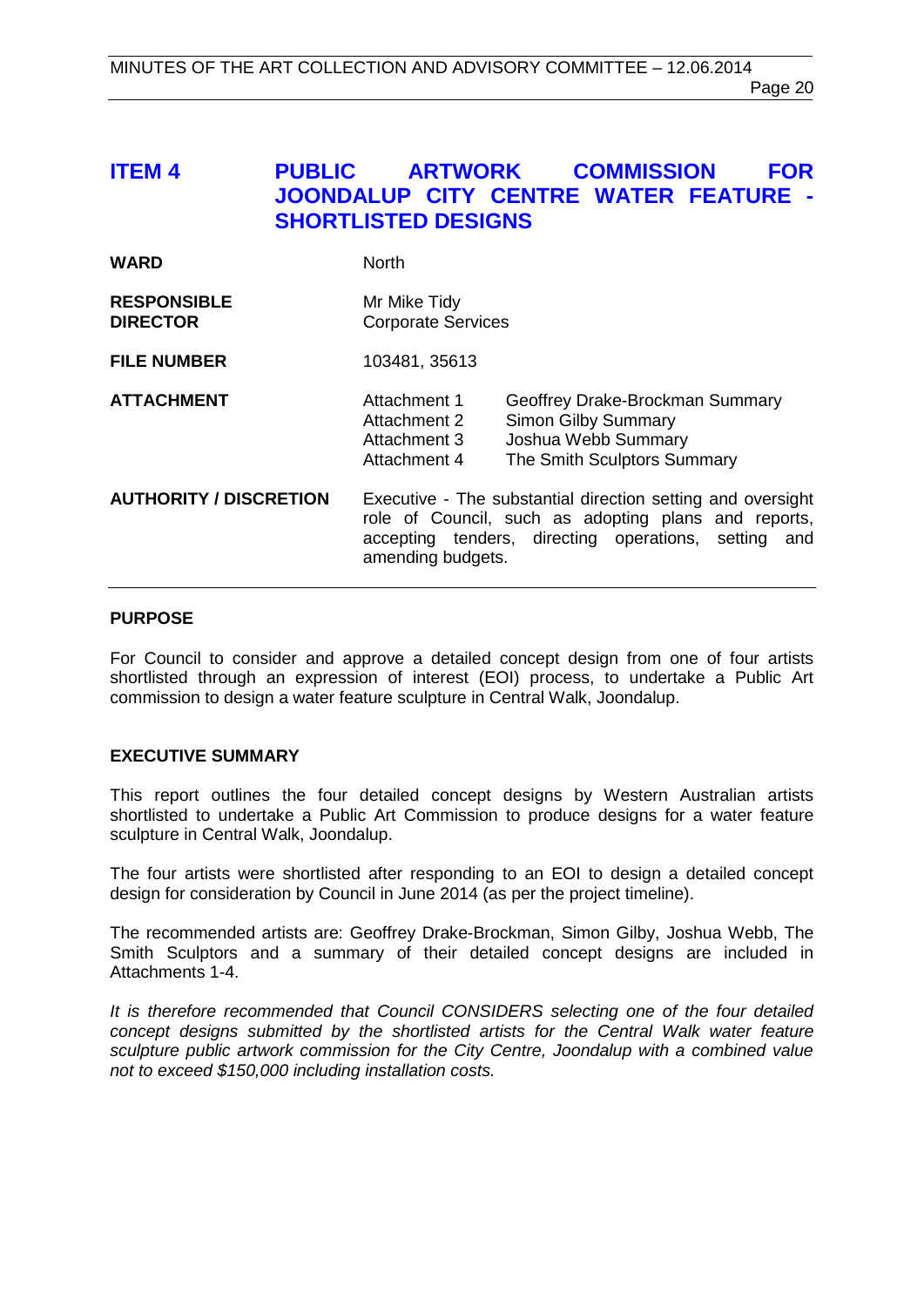## ITEM 4 PUBLIC ARTWORK COMMISSION FOR JOONDALUP CITY CENTRE WATER FEATURE - SHORTLISTED DESIGNS

| | | |
|---|---|---|
| **WARD** | North | |
| **RESPONSIBLE DIRECTOR** | Mr Mike Tidy<br>Corporate Services | |
| **FILE NUMBER** | 103481, 35613 | |
| **ATTACHMENT** | Attachment 1<br>Attachment 2<br>Attachment 3<br>Attachment 4 | Geoffrey Drake-Brockman Summary<br>Simon Gilby Summary<br>Joshua Webb Summary<br>The Smith Sculptors Summary |
| **AUTHORITY / DISCRETION** | Executive - The substantial direction setting and oversight role of Council, such as adopting plans and reports, accepting tenders, directing operations, setting and amending budgets. | |

### PURPOSE

For Council to consider and approve a detailed concept design from one of four artists shortlisted through an expression of interest (EOI) process, to undertake a Public Art commission to design a water feature sculpture in Central Walk, Joondalup.

### EXECUTIVE SUMMARY

This report outlines the four detailed concept designs by Western Australian artists shortlisted to undertake a Public Art Commission to produce designs for a water feature sculpture in Central Walk, Joondalup.

The four artists were shortlisted after responding to an EOI to design a detailed concept design for consideration by Council in June 2014 (as per the project timeline).

The recommended artists are: Geoffrey Drake-Brockman, Simon Gilby, Joshua Webb, The Smith Sculptors and a summary of their detailed concept designs are included in Attachments 1-4.

*It is therefore recommended that Council CONSIDERS selecting one of the four detailed concept designs submitted by the shortlisted artists for the Central Walk water feature sculpture public artwork commission for the City Centre, Joondalup with a combined value not to exceed $150,000 including installation costs.*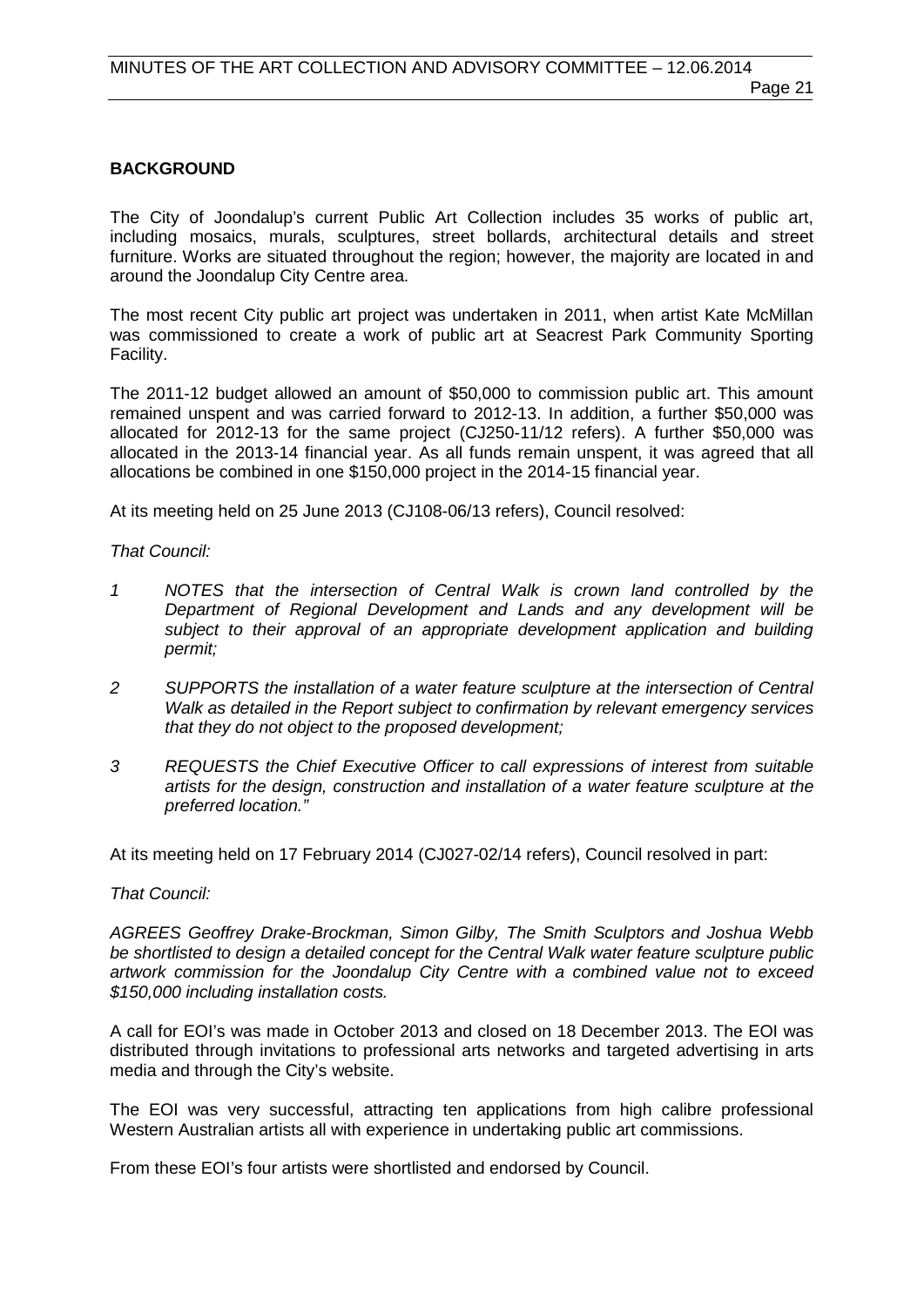**BACKGROUND**

The City of Joondalup's current Public Art Collection includes 35 works of public art, including mosaics, murals, sculptures, street bollards, architectural details and street furniture. Works are situated throughout the region; however, the majority are located in and around the Joondalup City Centre area.

The most recent City public art project was undertaken in 2011, when artist Kate McMillan was commissioned to create a work of public art at Seacrest Park Community Sporting Facility.

The 2011-12 budget allowed an amount of $50,000 to commission public art. This amount remained unspent and was carried forward to 2012-13. In addition, a further $50,000 was allocated for 2012-13 for the same project (CJ250-11/12 refers). A further $50,000 was allocated in the 2013-14 financial year. As all funds remain unspent, it was agreed that all allocations be combined in one $150,000 project in the 2014-15 financial year.

At its meeting held on 25 June 2013 (CJ108-06/13 refers), Council resolved:

*That Council:*

1. *NOTES that the intersection of Central Walk is crown land controlled by the Department of Regional Development and Lands and any development will be subject to their approval of an appropriate development application and building permit;*
2. *SUPPORTS the installation of a water feature sculpture at the intersection of Central Walk as detailed in the Report subject to confirmation by relevant emergency services that they do not object to the proposed development;*
3. *REQUESTS the Chief Executive Officer to call expressions of interest from suitable artists for the design, construction and installation of a water feature sculpture at the preferred location."*

At its meeting held on 17 February 2014 (CJ027-02/14 refers), Council resolved in part:

*That Council:*

*AGREES Geoffrey Drake-Brockman, Simon Gilby, The Smith Sculptors and Joshua Webb be shortlisted to design a detailed concept for the Central Walk water feature sculpture public artwork commission for the Joondalup City Centre with a combined value not to exceed $150,000 including installation costs.*

A call for EOI's was made in October 2013 and closed on 18 December 2013. The EOI was distributed through invitations to professional arts networks and targeted advertising in arts media and through the City's website.

The EOI was very successful, attracting ten applications from high calibre professional Western Australian artists all with experience in undertaking public art commissions.

From these EOI's four artists were shortlisted and endorsed by Council.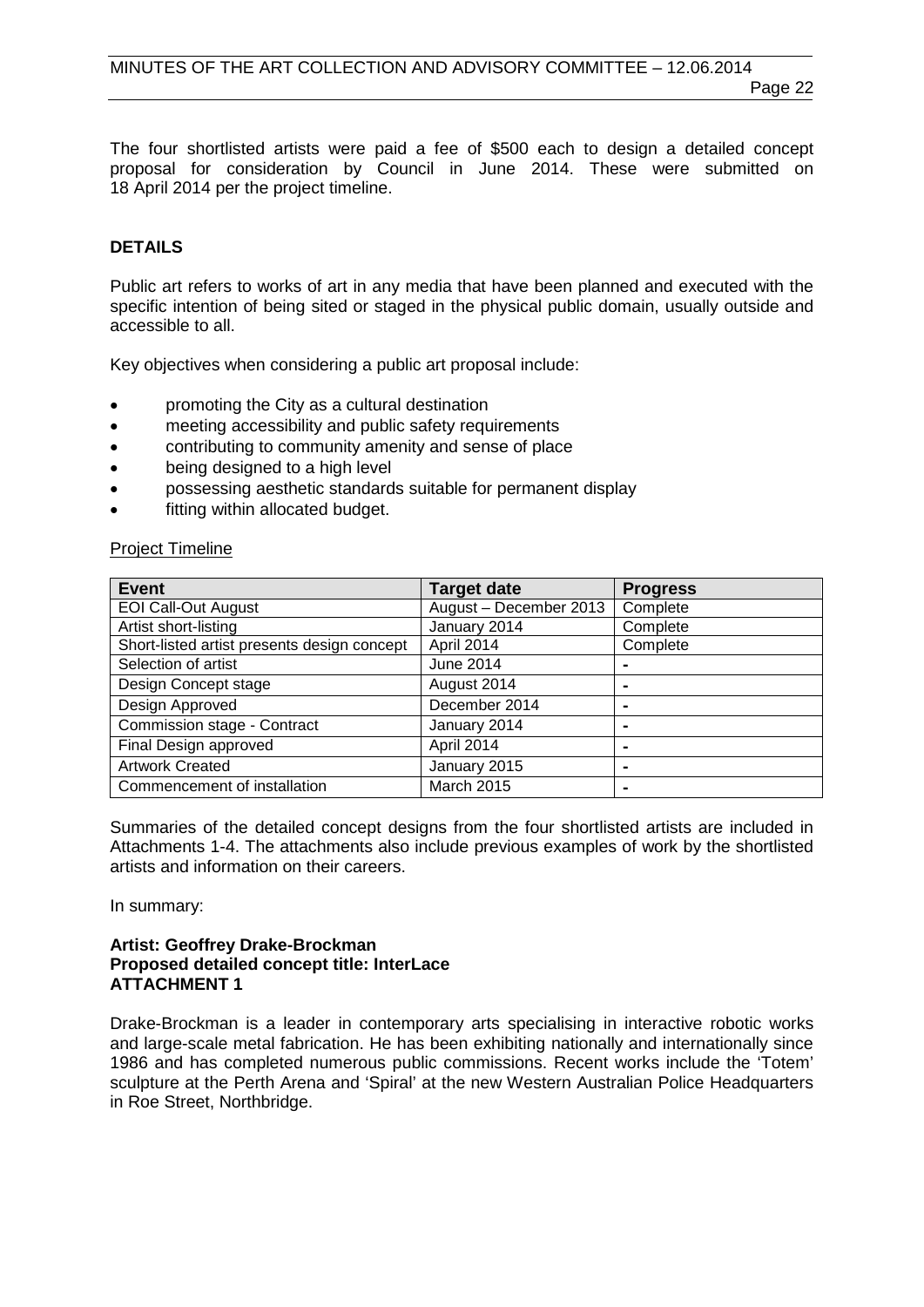The four shortlisted artists were paid a fee of $500 each to design a detailed concept proposal for consideration by Council in June 2014. These were submitted on 18 April 2014 per the project timeline.

**DETAILS**

Public art refers to works of art in any media that have been planned and executed with the specific intention of being sited or staged in the physical public domain, usually outside and accessible to all.

Key objectives when considering a public art proposal include:

- promoting the City as a cultural destination
- meeting accessibility and public safety requirements
- contributing to community amenity and sense of place
- being designed to a high level
- possessing aesthetic standards suitable for permanent display
- fitting within allocated budget.

Project Timeline

| Event | Target date | Progress |
|---|---|---|
| EOI Call-Out August | August – December 2013 | Complete |
| Artist short-listing | January 2014 | Complete |
| Short-listed artist presents design concept | April 2014 | Complete |
| Selection of artist | June 2014 | - |
| Design Concept stage | August 2014 | - |
| Design Approved | December 2014 | - |
| Commission stage - Contract | January 2014 | - |
| Final Design approved | April 2014 | - |
| Artwork Created | January 2015 | - |
| Commencement of installation | March 2015 | - |

Summaries of the detailed concept designs from the four shortlisted artists are included in Attachments 1-4. The attachments also include previous examples of work by the shortlisted artists and information on their careers.

In summary:

**Artist: Geoffrey Drake-Brockman**
**Proposed detailed concept title: InterLace**
**ATTACHMENT 1**

Drake-Brockman is a leader in contemporary arts specialising in interactive robotic works and large-scale metal fabrication. He has been exhibiting nationally and internationally since 1986 and has completed numerous public commissions. Recent works include the 'Totem' sculpture at the Perth Arena and 'Spiral' at the new Western Australian Police Headquarters in Roe Street, Northbridge.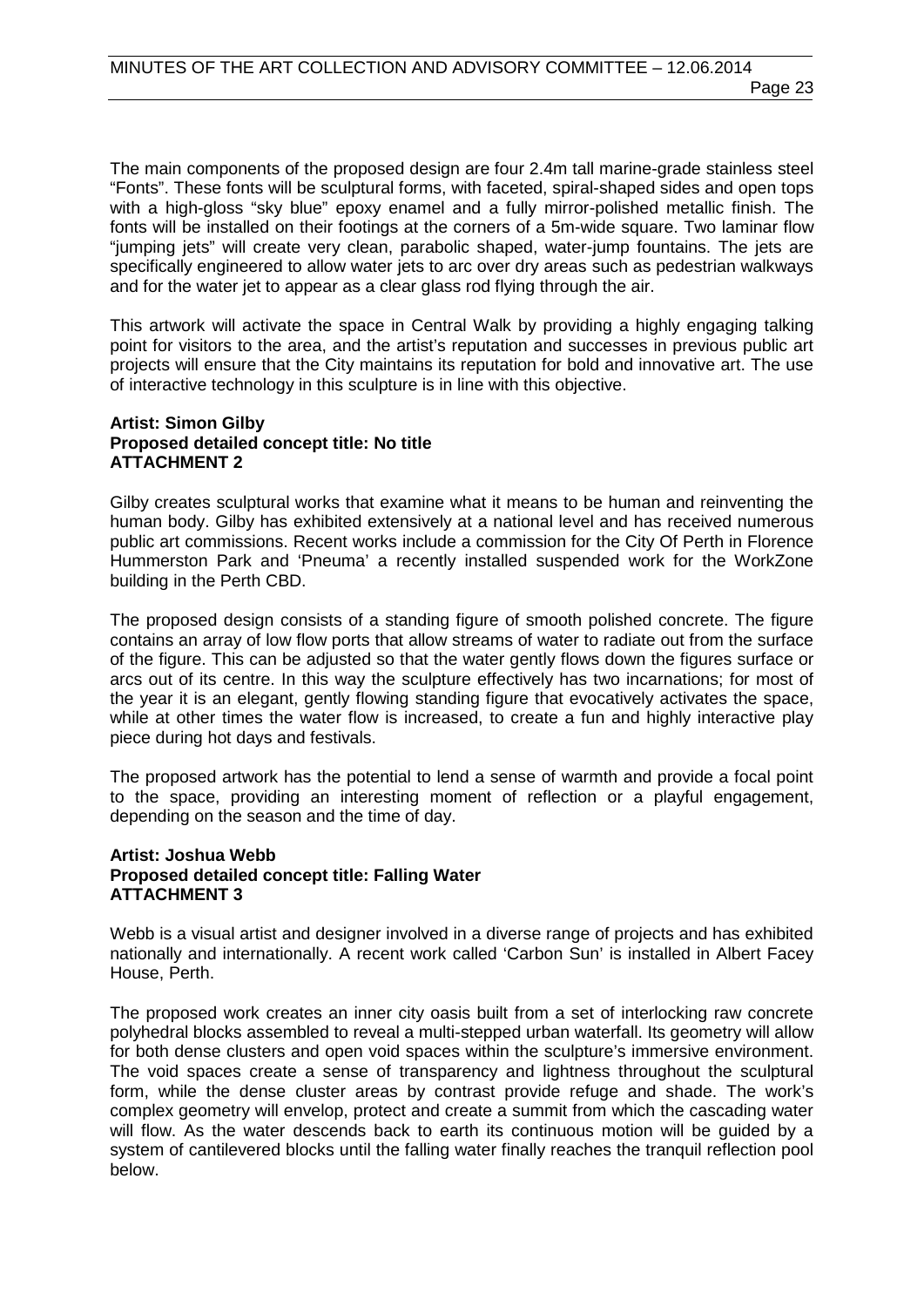The main components of the proposed design are four 2.4m tall marine-grade stainless steel “Fonts”. These fonts will be sculptural forms, with faceted, spiral-shaped sides and open tops with a high-gloss “sky blue” epoxy enamel and a fully mirror-polished metallic finish. The fonts will be installed on their footings at the corners of a 5m-wide square. Two laminar flow “jumping jets” will create very clean, parabolic shaped, water-jump fountains. The jets are specifically engineered to allow water jets to arc over dry areas such as pedestrian walkways and for the water jet to appear as a clear glass rod flying through the air.

This artwork will activate the space in Central Walk by providing a highly engaging talking point for visitors to the area, and the artist’s reputation and successes in previous public art projects will ensure that the City maintains its reputation for bold and innovative art. The use of interactive technology in this sculpture is in line with this objective.

**Artist: Simon Gilby**
**Proposed detailed concept title: No title**
**ATTACHMENT 2**

Gilby creates sculptural works that examine what it means to be human and reinventing the human body. Gilby has exhibited extensively at a national level and has received numerous public art commissions. Recent works include a commission for the City Of Perth in Florence Hummerston Park and ‘Pneuma’ a recently installed suspended work for the WorkZone building in the Perth CBD.

The proposed design consists of a standing figure of smooth polished concrete. The figure contains an array of low flow ports that allow streams of water to radiate out from the surface of the figure. This can be adjusted so that the water gently flows down the figures surface or arcs out of its centre. In this way the sculpture effectively has two incarnations; for most of the year it is an elegant, gently flowing standing figure that evocatively activates the space, while at other times the water flow is increased, to create a fun and highly interactive play piece during hot days and festivals.

The proposed artwork has the potential to lend a sense of warmth and provide a focal point to the space, providing an interesting moment of reflection or a playful engagement, depending on the season and the time of day.

**Artist: Joshua Webb**
**Proposed detailed concept title: Falling Water**
**ATTACHMENT 3**

Webb is a visual artist and designer involved in a diverse range of projects and has exhibited nationally and internationally. A recent work called ‘Carbon Sun’ is installed in Albert Facey House, Perth.

The proposed work creates an inner city oasis built from a set of interlocking raw concrete polyhedral blocks assembled to reveal a multi-stepped urban waterfall. Its geometry will allow for both dense clusters and open void spaces within the sculpture’s immersive environment. The void spaces create a sense of transparency and lightness throughout the sculptural form, while the dense cluster areas by contrast provide refuge and shade. The work’s complex geometry will envelop, protect and create a summit from which the cascading water will flow. As the water descends back to earth its continuous motion will be guided by a system of cantilevered blocks until the falling water finally reaches the tranquil reflection pool below.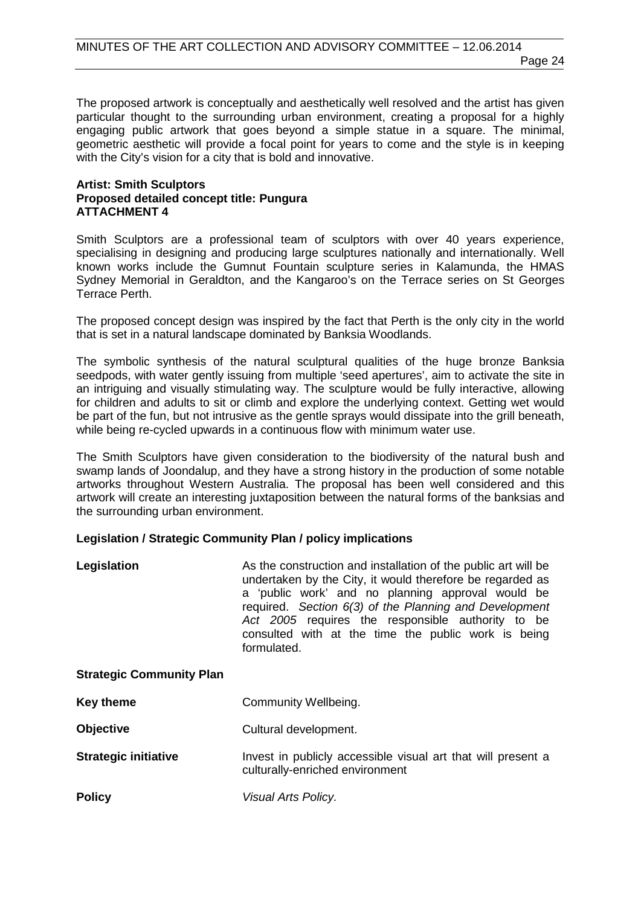The proposed artwork is conceptually and aesthetically well resolved and the artist has given particular thought to the surrounding urban environment, creating a proposal for a highly engaging public artwork that goes beyond a simple statue in a square. The minimal, geometric aesthetic will provide a focal point for years to come and the style is in keeping with the City's vision for a city that is bold and innovative.

**Artist: Smith Sculptors**
**Proposed detailed concept title: Pungura**
**ATTACHMENT 4**

Smith Sculptors are a professional team of sculptors with over 40 years experience, specialising in designing and producing large sculptures nationally and internationally. Well known works include the Gumnut Fountain sculpture series in Kalamunda, the HMAS Sydney Memorial in Geraldton, and the Kangaroo's on the Terrace series on St Georges Terrace Perth.

The proposed concept design was inspired by the fact that Perth is the only city in the world that is set in a natural landscape dominated by Banksia Woodlands.

The symbolic synthesis of the natural sculptural qualities of the huge bronze Banksia seedpods, with water gently issuing from multiple 'seed apertures', aim to activate the site in an intriguing and visually stimulating way. The sculpture would be fully interactive, allowing for children and adults to sit or climb and explore the underlying context. Getting wet would be part of the fun, but not intrusive as the gentle sprays would dissipate into the grill beneath, while being re-cycled upwards in a continuous flow with minimum water use.

The Smith Sculptors have given consideration to the biodiversity of the natural bush and swamp lands of Joondalup, and they have a strong history in the production of some notable artworks throughout Western Australia. The proposal has been well considered and this artwork will create an interesting juxtaposition between the natural forms of the banksias and the surrounding urban environment.

**Legislation / Strategic Community Plan / policy implications**

| | |
|---|---|
| **Legislation** | As the construction and installation of the public art will be undertaken by the City, it would therefore be regarded as a 'public work' and no planning approval would be required. *Section 6(3) of the Planning and Development Act 2005* requires the responsible authority to be consulted with at the time the public work is being formulated. |
| **Strategic Community Plan** | |
| **Key theme** | Community Wellbeing. |
| **Objective** | Cultural development. |
| **Strategic initiative** | Invest in publicly accessible visual art that will present a culturally-enriched environment |
| **Policy** | *Visual Arts Policy.* |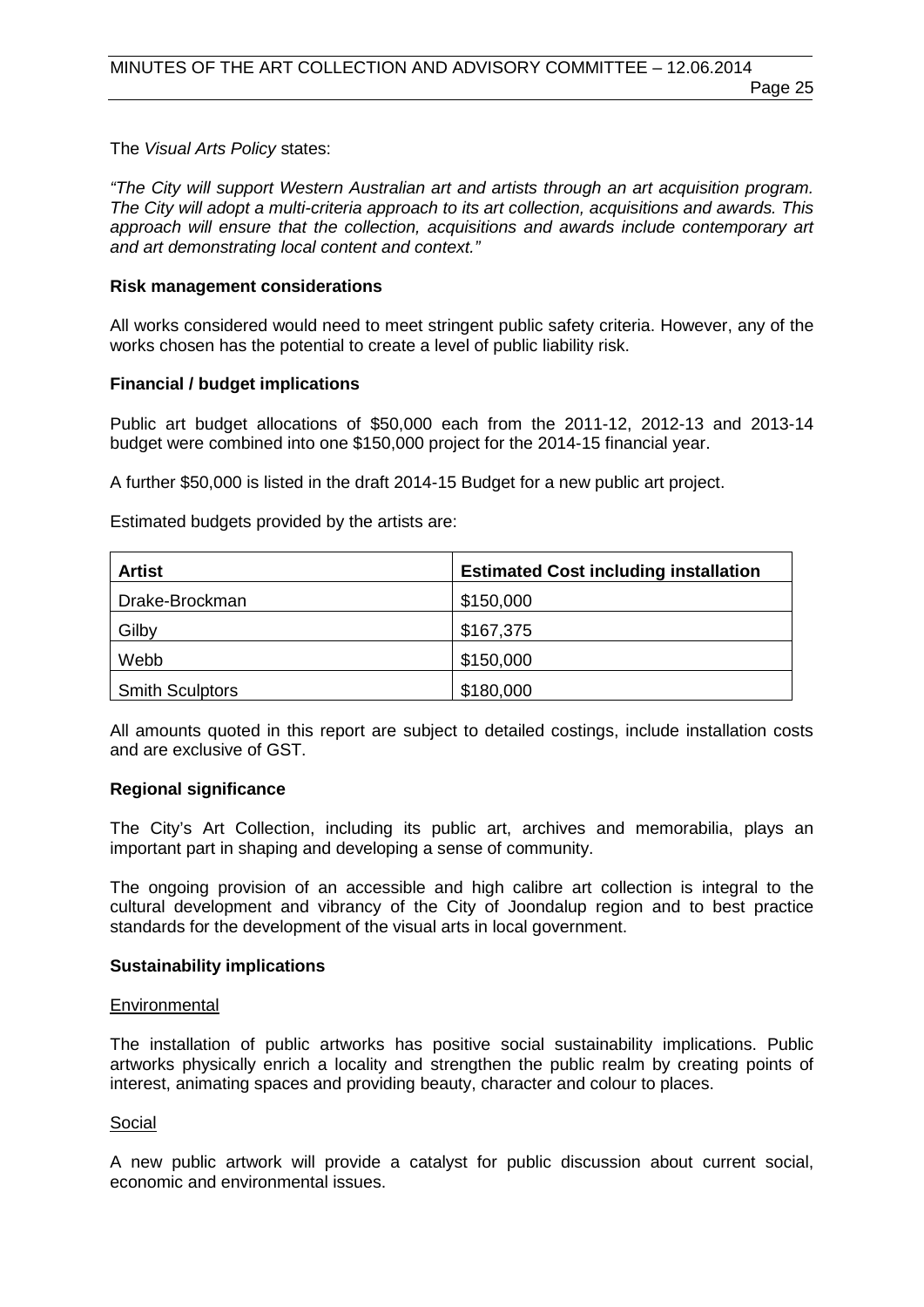The *Visual Arts Policy* states:

*"The City will support Western Australian art and artists through an art acquisition program. The City will adopt a multi-criteria approach to its art collection, acquisitions and awards. This approach will ensure that the collection, acquisitions and awards include contemporary art and art demonstrating local content and context."*

**Risk management considerations**

All works considered would need to meet stringent public safety criteria. However, any of the works chosen has the potential to create a level of public liability risk.

**Financial / budget implications**

Public art budget allocations of $50,000 each from the 2011-12, 2012-13 and 2013-14 budget were combined into one $150,000 project for the 2014-15 financial year.

A further $50,000 is listed in the draft 2014-15 Budget for a new public art project.

Estimated budgets provided by the artists are:

| Artist | Estimated Cost including installation |
|---|---|
| Drake-Brockman | $150,000 |
| Gilby | $167,375 |
| Webb | $150,000 |
| Smith Sculptors | $180,000 |

All amounts quoted in this report are subject to detailed costings, include installation costs and are exclusive of GST.

**Regional significance**

The City's Art Collection, including its public art, archives and memorabilia, plays an important part in shaping and developing a sense of community.

The ongoing provision of an accessible and high calibre art collection is integral to the cultural development and vibrancy of the City of Joondalup region and to best practice standards for the development of the visual arts in local government.

**Sustainability implications**

Environmental

The installation of public artworks has positive social sustainability implications. Public artworks physically enrich a locality and strengthen the public realm by creating points of interest, animating spaces and providing beauty, character and colour to places.

Social

A new public artwork will provide a catalyst for public discussion about current social, economic and environmental issues.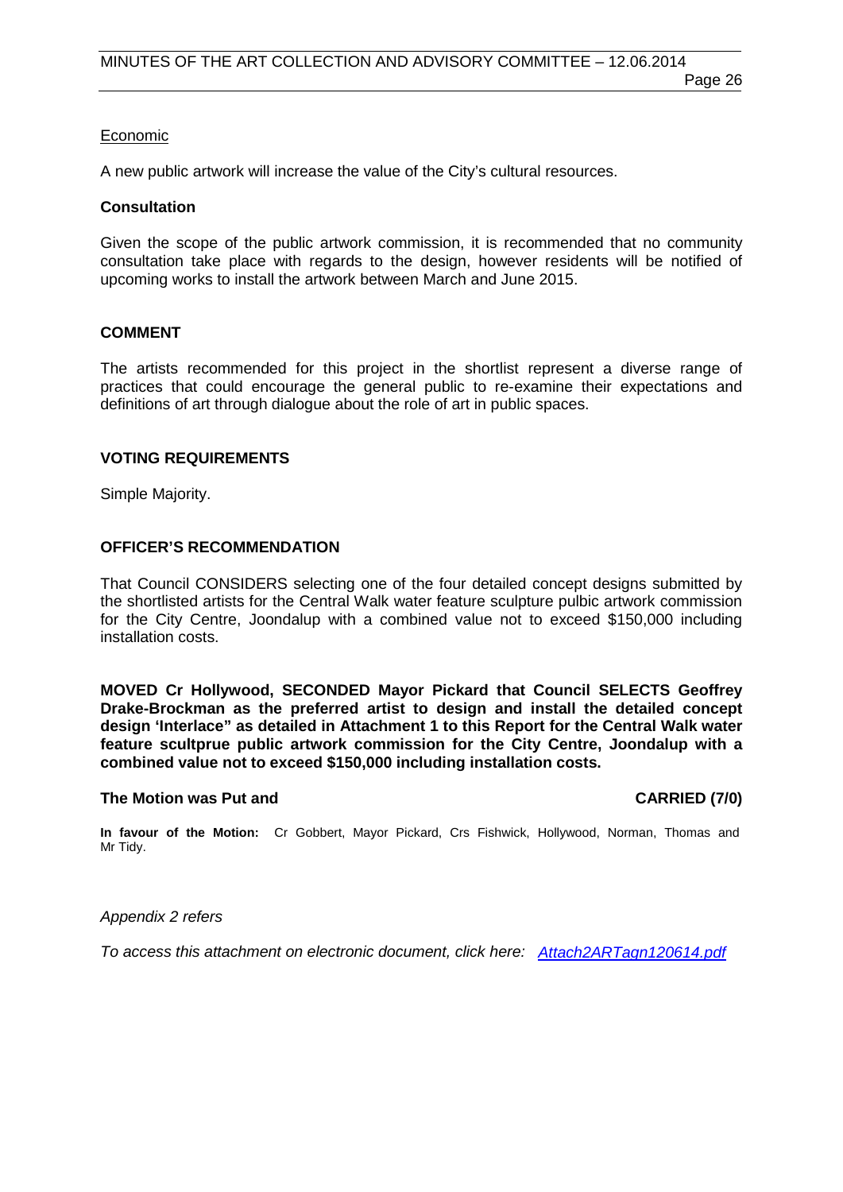Economic

A new public artwork will increase the value of the City's cultural resources.

**Consultation**

Given the scope of the public artwork commission, it is recommended that no community consultation take place with regards to the design, however residents will be notified of upcoming works to install the artwork between March and June 2015.

**COMMENT**

The artists recommended for this project in the shortlist represent a diverse range of practices that could encourage the general public to re-examine their expectations and definitions of art through dialogue about the role of art in public spaces.

**VOTING REQUIREMENTS**

Simple Majority.

**OFFICER'S RECOMMENDATION**

That Council CONSIDERS selecting one of the four detailed concept designs submitted by the shortlisted artists for the Central Walk water feature sculpture pulbic artwork commission for the City Centre, Joondalup with a combined value not to exceed $150,000 including installation costs.

**MOVED Cr Hollywood, SECONDED Mayor Pickard that Council SELECTS Geoffrey Drake-Brockman as the preferred artist to design and install the detailed concept design 'Interlace" as detailed in Attachment 1 to this Report for the Central Walk water feature scultprue public artwork commission for the City Centre, Joondalup with a combined value not to exceed $150,000 including installation costs.**

**The Motion was Put and CARRIED (7/0)**

**In favour of the Motion:** Cr Gobbert, Mayor Pickard, Crs Fishwick, Hollywood, Norman, Thomas and Mr Tidy.

*Appendix 2 refers*

*To access this attachment on electronic document, click here: Attach2ARTagn120614.pdf*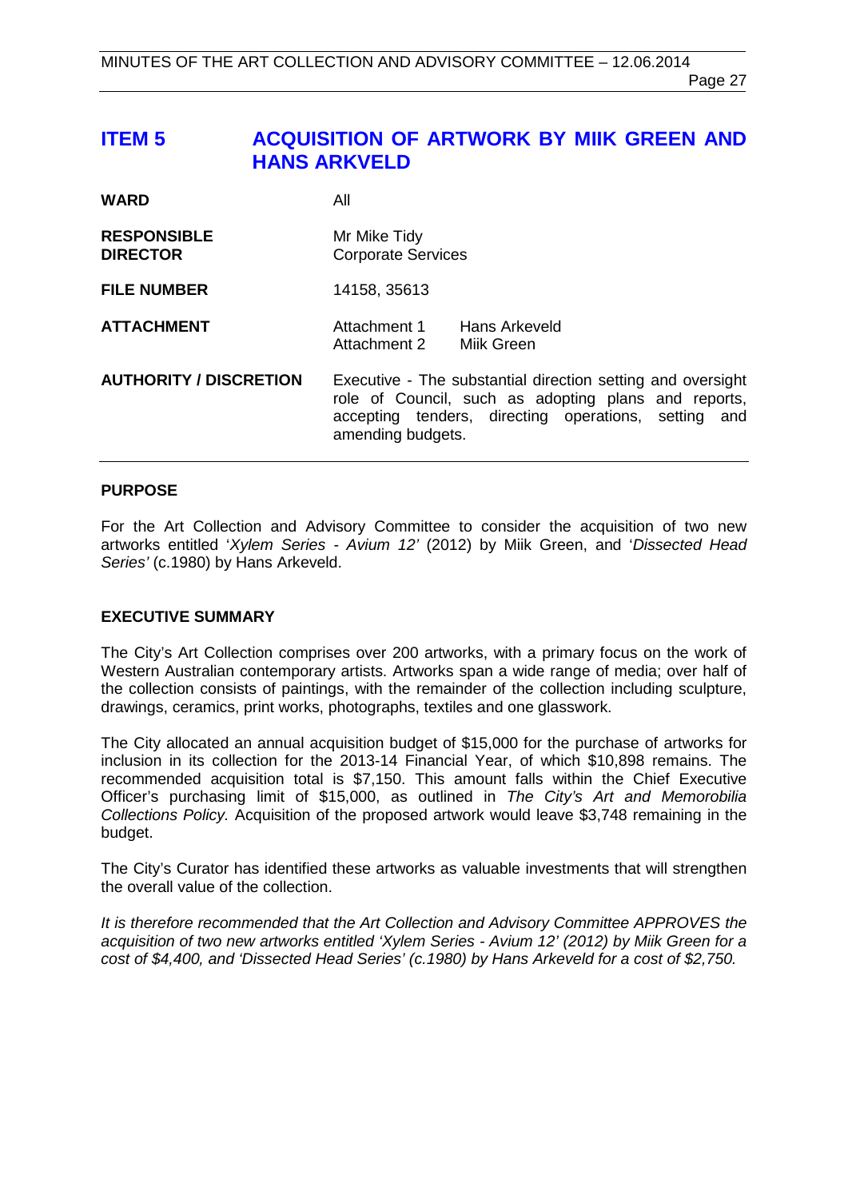# ITEM 5 ACQUISITION OF ARTWORK BY MIIK GREEN AND HANS ARKVELD

| | |
|---|---|
| **WARD** | All |
| **RESPONSIBLE DIRECTOR** | Mr Mike Tidy<br>Corporate Services |
| **FILE NUMBER** | 14158, 35613 |
| **ATTACHMENT** | Attachment 1 Hans Arkeveld<br>Attachment 2 Miik Green |
| **AUTHORITY / DISCRETION** | Executive - The substantial direction setting and oversight role of Council, such as adopting plans and reports, accepting tenders, directing operations, setting and amending budgets. |

## PURPOSE

For the Art Collection and Advisory Committee to consider the acquisition of two new artworks entitled '*Xylem Series - Avium 12'* (2012) by Miik Green, and '*Dissected Head Series'* (c.1980) by Hans Arkeveld.

## EXECUTIVE SUMMARY

The City's Art Collection comprises over 200 artworks, with a primary focus on the work of Western Australian contemporary artists. Artworks span a wide range of media; over half of the collection consists of paintings, with the remainder of the collection including sculpture, drawings, ceramics, print works, photographs, textiles and one glasswork.

The City allocated an annual acquisition budget of $15,000 for the purchase of artworks for inclusion in its collection for the 2013-14 Financial Year, of which $10,898 remains. The recommended acquisition total is $7,150. This amount falls within the Chief Executive Officer's purchasing limit of $15,000, as outlined in *The City's Art and Memorobilia Collections Policy.* Acquisition of the proposed artwork would leave $3,748 remaining in the budget.

The City's Curator has identified these artworks as valuable investments that will strengthen the overall value of the collection.

*It is therefore recommended that the Art Collection and Advisory Committee APPROVES the acquisition of two new artworks entitled 'Xylem Series - Avium 12' (2012) by Miik Green for a cost of $4,400, and 'Dissected Head Series' (c.1980) by Hans Arkeveld for a cost of $2,750.*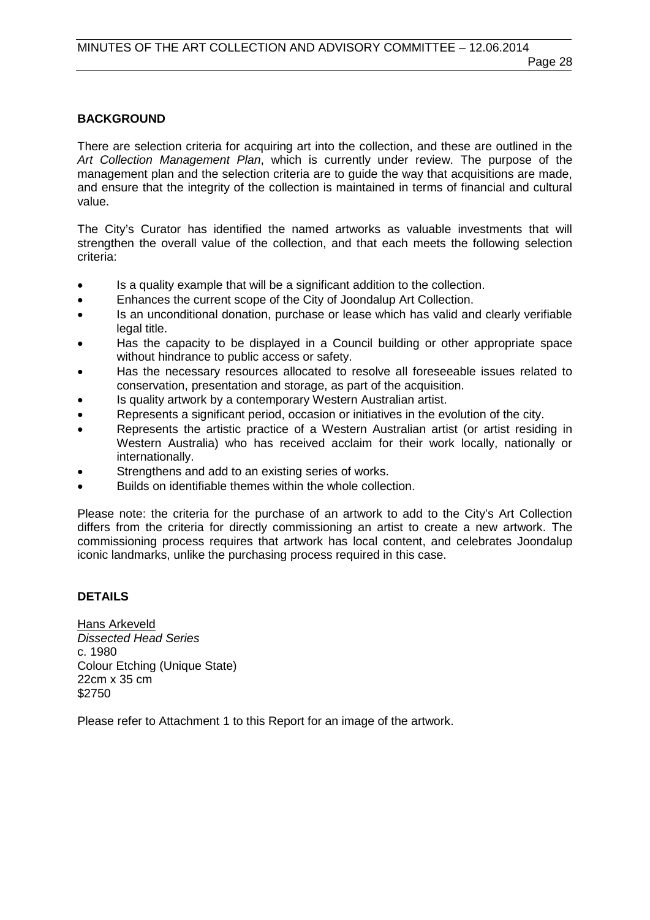## BACKGROUND

There are selection criteria for acquiring art into the collection, and these are outlined in the *Art Collection Management Plan*, which is currently under review. The purpose of the management plan and the selection criteria are to guide the way that acquisitions are made, and ensure that the integrity of the collection is maintained in terms of financial and cultural value.

The City's Curator has identified the named artworks as valuable investments that will strengthen the overall value of the collection, and that each meets the following selection criteria:

- Is a quality example that will be a significant addition to the collection.
- Enhances the current scope of the City of Joondalup Art Collection.
- Is an unconditional donation, purchase or lease which has valid and clearly verifiable legal title.
- Has the capacity to be displayed in a Council building or other appropriate space without hindrance to public access or safety.
- Has the necessary resources allocated to resolve all foreseeable issues related to conservation, presentation and storage, as part of the acquisition.
- Is quality artwork by a contemporary Western Australian artist.
- Represents a significant period, occasion or initiatives in the evolution of the city.
- Represents the artistic practice of a Western Australian artist (or artist residing in Western Australia) who has received acclaim for their work locally, nationally or internationally.
- Strengthens and add to an existing series of works.
- Builds on identifiable themes within the whole collection.

Please note: the criteria for the purchase of an artwork to add to the City's Art Collection differs from the criteria for directly commissioning an artist to create a new artwork. The commissioning process requires that artwork has local content, and celebrates Joondalup iconic landmarks, unlike the purchasing process required in this case.

## DETAILS

Hans Arkeveld  
*Dissected Head Series*  
c. 1980  
Colour Etching (Unique State)  
22cm x 35 cm  
$2750

Please refer to Attachment 1 to this Report for an image of the artwork.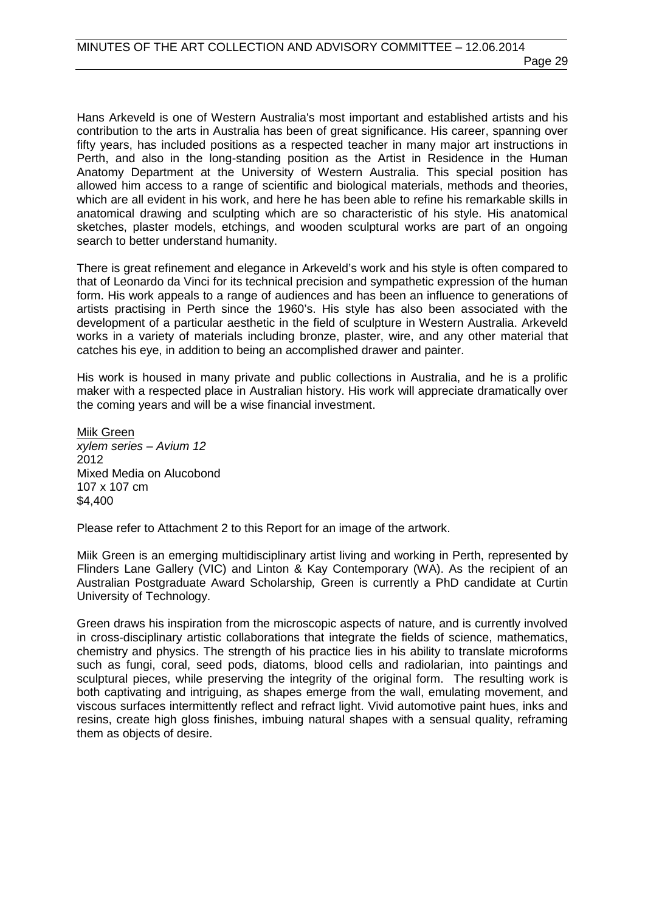Hans Arkeveld is one of Western Australia's most important and established artists and his contribution to the arts in Australia has been of great significance. His career, spanning over fifty years, has included positions as a respected teacher in many major art instructions in Perth, and also in the long-standing position as the Artist in Residence in the Human Anatomy Department at the University of Western Australia. This special position has allowed him access to a range of scientific and biological materials, methods and theories, which are all evident in his work, and here he has been able to refine his remarkable skills in anatomical drawing and sculpting which are so characteristic of his style. His anatomical sketches, plaster models, etchings, and wooden sculptural works are part of an ongoing search to better understand humanity.

There is great refinement and elegance in Arkeveld's work and his style is often compared to that of Leonardo da Vinci for its technical precision and sympathetic expression of the human form. His work appeals to a range of audiences and has been an influence to generations of artists practising in Perth since the 1960's. His style has also been associated with the development of a particular aesthetic in the field of sculpture in Western Australia. Arkeveld works in a variety of materials including bronze, plaster, wire, and any other material that catches his eye, in addition to being an accomplished drawer and painter.

His work is housed in many private and public collections in Australia, and he is a prolific maker with a respected place in Australian history. His work will appreciate dramatically over the coming years and will be a wise financial investment.

<u>Miik Green</u>
*xylem series – Avium 12*
2012
Mixed Media on Alucobond
107 x 107 cm
$4,400

Please refer to Attachment 2 to this Report for an image of the artwork.

Miik Green is an emerging multidisciplinary artist living and working in Perth, represented by Flinders Lane Gallery (VIC) and Linton & Kay Contemporary (WA). As the recipient of an Australian Postgraduate Award Scholarship*,* Green is currently a PhD candidate at Curtin University of Technology.

Green draws his inspiration from the microscopic aspects of nature, and is currently involved in cross-disciplinary artistic collaborations that integrate the fields of science, mathematics, chemistry and physics. The strength of his practice lies in his ability to translate microforms such as fungi, coral, seed pods, diatoms, blood cells and radiolarian, into paintings and sculptural pieces, while preserving the integrity of the original form. The resulting work is both captivating and intriguing, as shapes emerge from the wall, emulating movement, and viscous surfaces intermittently reflect and refract light. Vivid automotive paint hues, inks and resins, create high gloss finishes, imbuing natural shapes with a sensual quality, reframing them as objects of desire.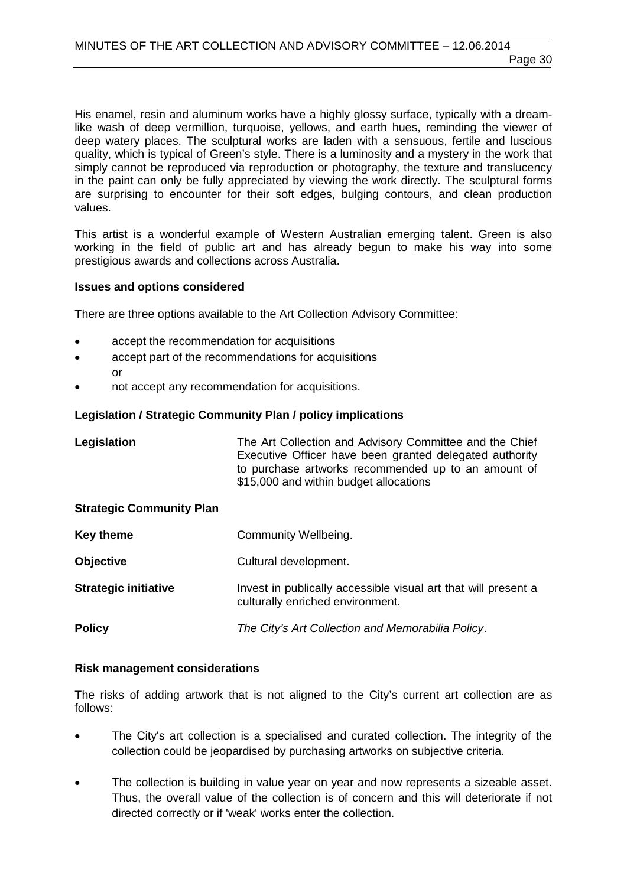His enamel, resin and aluminum works have a highly glossy surface, typically with a dream-like wash of deep vermillion, turquoise, yellows, and earth hues, reminding the viewer of deep watery places. The sculptural works are laden with a sensuous, fertile and luscious quality, which is typical of Green's style. There is a luminosity and a mystery in the work that simply cannot be reproduced via reproduction or photography, the texture and translucency in the paint can only be fully appreciated by viewing the work directly. The sculptural forms are surprising to encounter for their soft edges, bulging contours, and clean production values.

This artist is a wonderful example of Western Australian emerging talent. Green is also working in the field of public art and has already begun to make his way into some prestigious awards and collections across Australia.

**Issues and options considered**

There are three options available to the Art Collection Advisory Committee:

- accept the recommendation for acquisitions
- accept part of the recommendations for acquisitions
  or
- not accept any recommendation for acquisitions.

**Legislation / Strategic Community Plan / policy implications**

| | |
|---|---|
| **Legislation** | The Art Collection and Advisory Committee and the Chief Executive Officer have been granted delegated authority to purchase artworks recommended up to an amount of $15,000 and within budget allocations |

**Strategic Community Plan**

| | |
|---|---|
| **Key theme** | Community Wellbeing. |
| **Objective** | Cultural development. |
| **Strategic initiative** | Invest in publically accessible visual art that will present a culturally enriched environment. |
| **Policy** | *The City's Art Collection and Memorabilia Policy*. |

**Risk management considerations**

The risks of adding artwork that is not aligned to the City's current art collection are as follows:

- The City's art collection is a specialised and curated collection. The integrity of the collection could be jeopardised by purchasing artworks on subjective criteria.
- The collection is building in value year on year and now represents a sizeable asset. Thus, the overall value of the collection is of concern and this will deteriorate if not directed correctly or if 'weak' works enter the collection.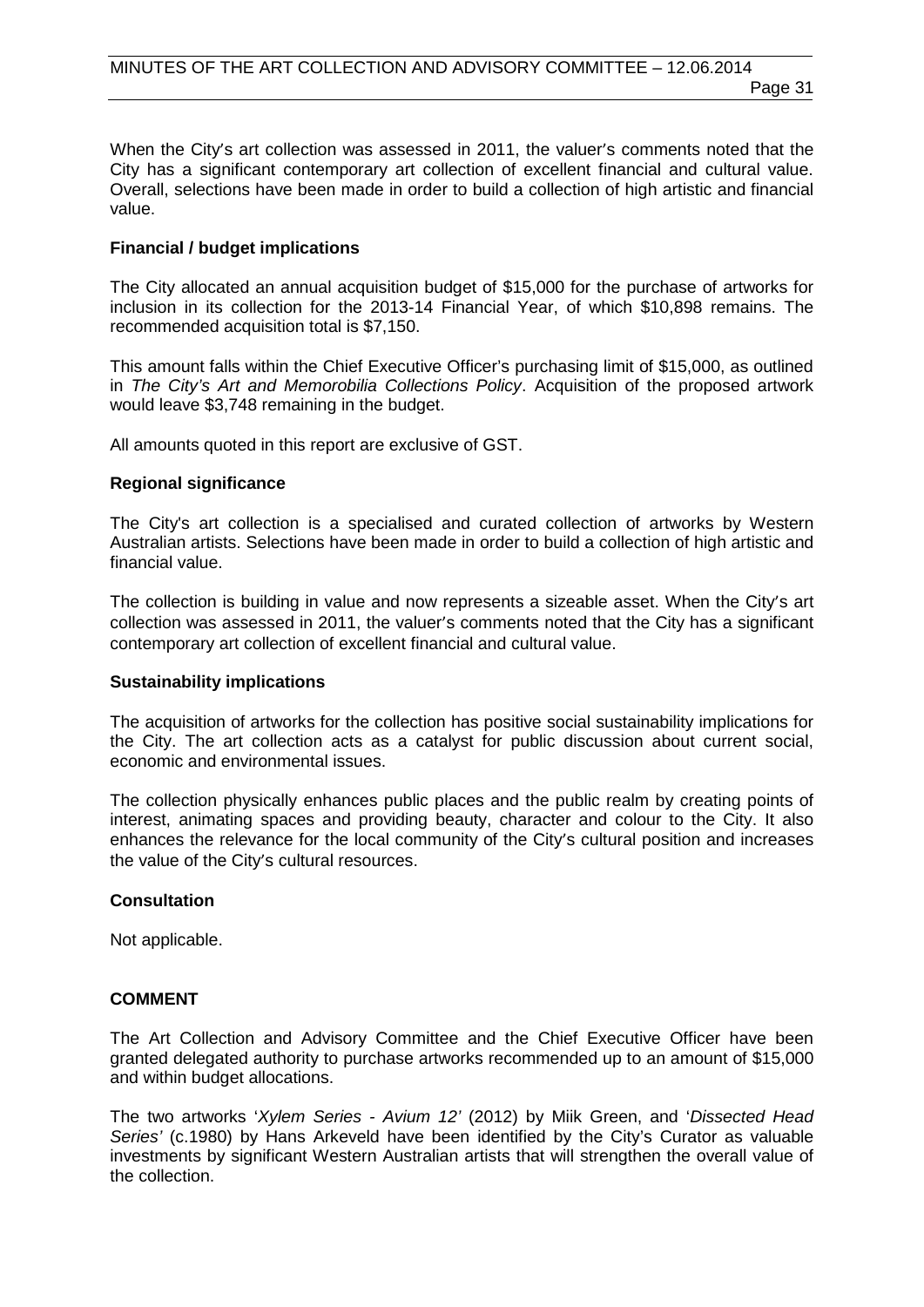When the City′s art collection was assessed in 2011, the valuer′s comments noted that the City has a significant contemporary art collection of excellent financial and cultural value. Overall, selections have been made in order to build a collection of high artistic and financial value.

**Financial / budget implications**

The City allocated an annual acquisition budget of $15,000 for the purchase of artworks for inclusion in its collection for the 2013-14 Financial Year, of which $10,898 remains. The recommended acquisition total is $7,150.

This amount falls within the Chief Executive Officer's purchasing limit of $15,000, as outlined in *The City's Art and Memorobilia Collections Policy*. Acquisition of the proposed artwork would leave $3,748 remaining in the budget.

All amounts quoted in this report are exclusive of GST.

**Regional significance**

The City's art collection is a specialised and curated collection of artworks by Western Australian artists. Selections have been made in order to build a collection of high artistic and financial value.

The collection is building in value and now represents a sizeable asset. When the City′s art collection was assessed in 2011, the valuer′s comments noted that the City has a significant contemporary art collection of excellent financial and cultural value.

**Sustainability implications**

The acquisition of artworks for the collection has positive social sustainability implications for the City. The art collection acts as a catalyst for public discussion about current social, economic and environmental issues.

The collection physically enhances public places and the public realm by creating points of interest, animating spaces and providing beauty, character and colour to the City. It also enhances the relevance for the local community of the City′s cultural position and increases the value of the City′s cultural resources.

**Consultation**

Not applicable.

**COMMENT**

The Art Collection and Advisory Committee and the Chief Executive Officer have been granted delegated authority to purchase artworks recommended up to an amount of $15,000 and within budget allocations.

The two artworks '*Xylem Series - Avium 12'* (2012) by Miik Green, and '*Dissected Head Series'* (c.1980) by Hans Arkeveld have been identified by the City's Curator as valuable investments by significant Western Australian artists that will strengthen the overall value of the collection.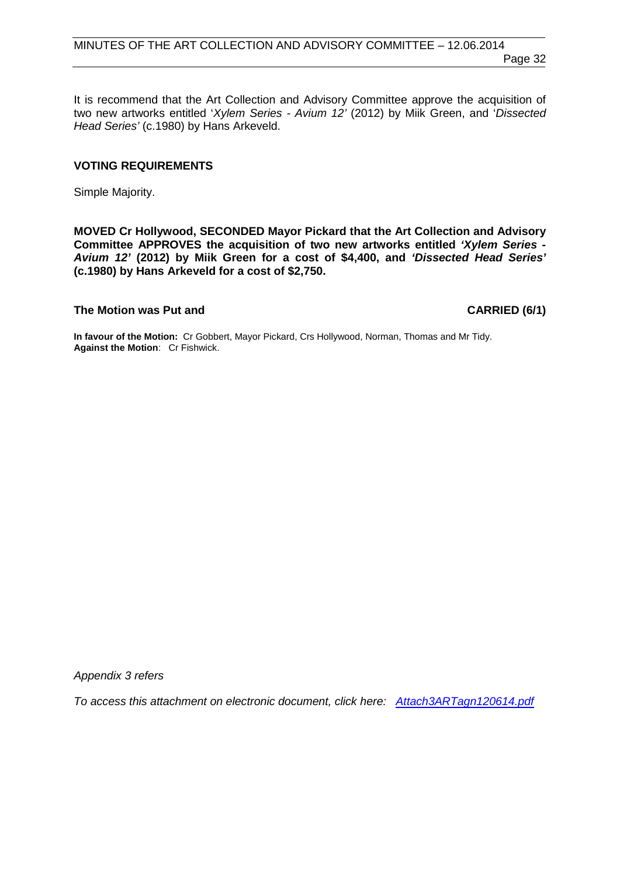It is recommend that the Art Collection and Advisory Committee approve the acquisition of two new artworks entitled '*Xylem Series - Avium 12'* (2012) by Miik Green, and '*Dissected Head Series'* (c.1980) by Hans Arkeveld.

**VOTING REQUIREMENTS**

Simple Majority.

**MOVED Cr Hollywood, SECONDED Mayor Pickard that the Art Collection and Advisory Committee APPROVES the acquisition of two new artworks entitled *'Xylem Series - Avium 12'* (2012) by Miik Green for a cost of $4,400, and *'Dissected Head Series'* (c.1980) by Hans Arkeveld for a cost of $2,750.**

**The Motion was Put and CARRIED (6/1)**

**In favour of the Motion:** Cr Gobbert, Mayor Pickard, Crs Hollywood, Norman, Thomas and Mr Tidy.
**Against the Motion**: Cr Fishwick.

*Appendix 3 refers*

*To access this attachment on electronic document, click here: Attach3ARTagn120614.pdf*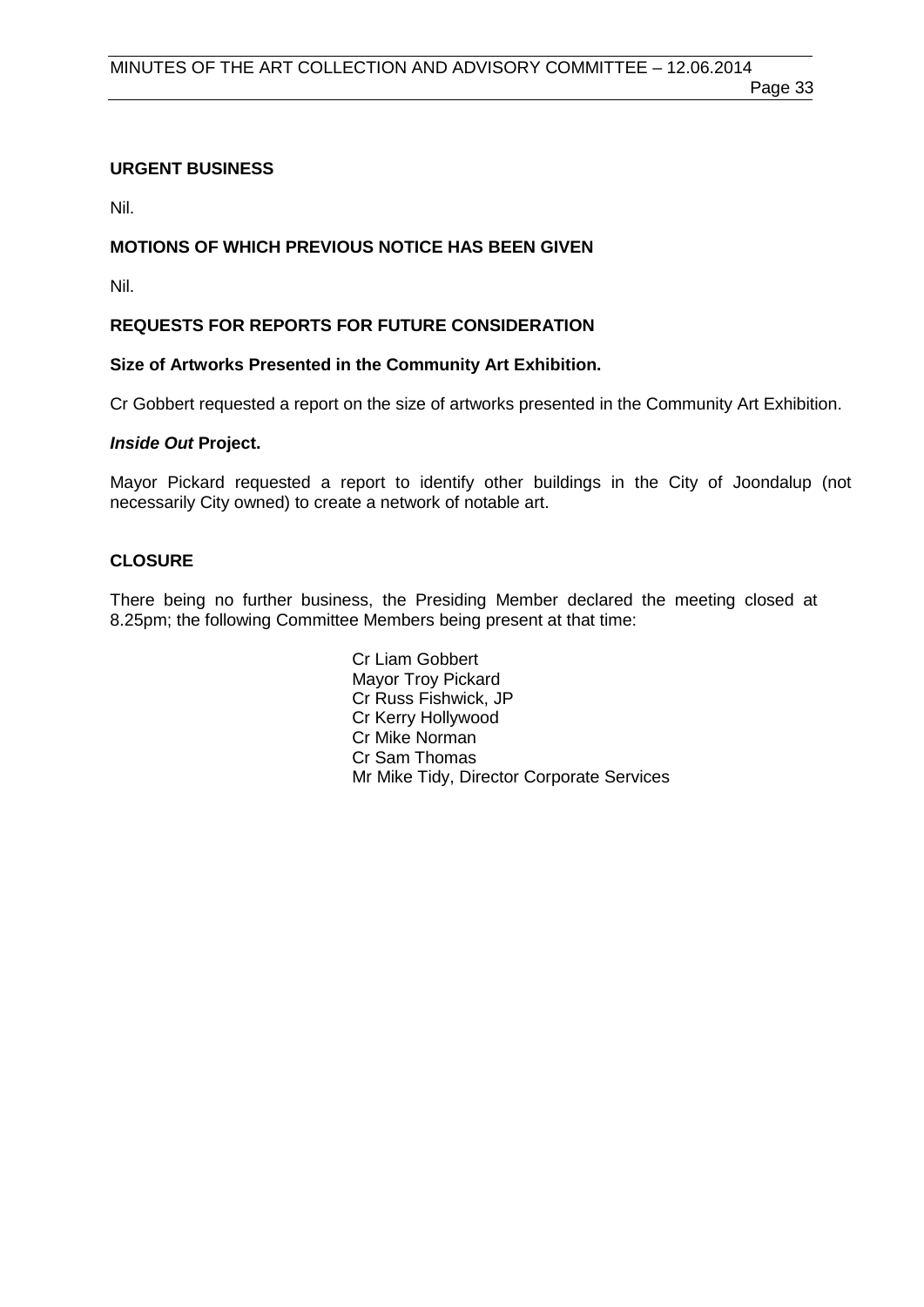## URGENT BUSINESS

Nil.

## MOTIONS OF WHICH PREVIOUS NOTICE HAS BEEN GIVEN

Nil.

## REQUESTS FOR REPORTS FOR FUTURE CONSIDERATION

### Size of Artworks Presented in the Community Art Exhibition.

Cr Gobbert requested a report on the size of artworks presented in the Community Art Exhibition.

### *Inside Out* Project.

Mayor Pickard requested a report to identify other buildings in the City of Joondalup (not necessarily City owned) to create a network of notable art.

## CLOSURE

There being no further business, the Presiding Member declared the meeting closed at 8.25pm; the following Committee Members being present at that time:

Cr Liam Gobbert
Mayor Troy Pickard
Cr Russ Fishwick, JP
Cr Kerry Hollywood
Cr Mike Norman
Cr Sam Thomas
Mr Mike Tidy, Director Corporate Services